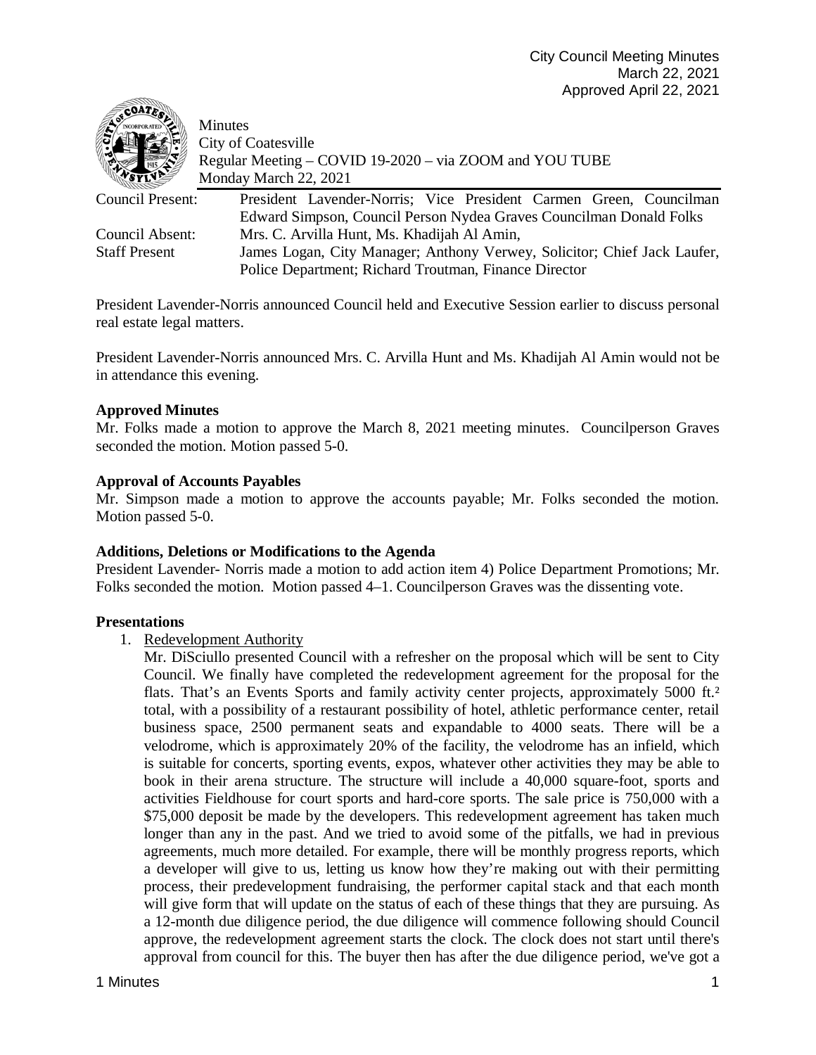City Council Meeting Minutes
March 22, 2021
Approved April 22, 2021

Minutes
City of Coatesville
Regular Meeting – COVID 19-2020 – via ZOOM and YOU TUBE
Monday March 22, 2021

| | |
|---|---|
| Council Present: | President Lavender-Norris; Vice President Carmen Green, Councilman Edward Simpson, Council Person Nydea Graves Councilman Donald Folks |
| Council Absent: | Mrs. C. Arvilla Hunt, Ms. Khadijah Al Amin, |
| Staff Present | James Logan, City Manager; Anthony Verwey, Solicitor; Chief Jack Laufer, Police Department; Richard Troutman, Finance Director |

President Lavender-Norris announced Council held and Executive Session earlier to discuss personal real estate legal matters.

President Lavender-Norris announced Mrs. C. Arvilla Hunt and Ms. Khadijah Al Amin would not be in attendance this evening.

**Approved Minutes**
Mr. Folks made a motion to approve the March 8, 2021 meeting minutes. Councilperson Graves seconded the motion. Motion passed 5-0.

**Approval of Accounts Payables**
Mr. Simpson made a motion to approve the accounts payable; Mr. Folks seconded the motion. Motion passed 5-0.

**Additions, Deletions or Modifications to the Agenda**
President Lavender- Norris made a motion to add action item 4) Police Department Promotions; Mr. Folks seconded the motion. Motion passed 4–1. Councilperson Graves was the dissenting vote.

**Presentations**

1. Redevelopment Authority

   Mr. DiSciullo presented Council with a refresher on the proposal which will be sent to City Council. We finally have completed the redevelopment agreement for the proposal for the flats. That's an Events Sports and family activity center projects, approximately 5000 ft.² total, with a possibility of a restaurant possibility of hotel, athletic performance center, retail business space, 2500 permanent seats and expandable to 4000 seats. There will be a velodrome, which is approximately 20% of the facility, the velodrome has an infield, which is suitable for concerts, sporting events, expos, whatever other activities they may be able to book in their arena structure. The structure will include a 40,000 square-foot, sports and activities Fieldhouse for court sports and hard-core sports. The sale price is 750,000 with a \$75,000 deposit be made by the developers. This redevelopment agreement has taken much longer than any in the past. And we tried to avoid some of the pitfalls, we had in previous agreements, much more detailed. For example, there will be monthly progress reports, which a developer will give to us, letting us know how they're making out with their permitting process, their predevelopment fundraising, the performer capital stack and that each month will give form that will update on the status of each of these things that they are pursuing. As a 12-month due diligence period, the due diligence will commence following should Council approve, the redevelopment agreement starts the clock. The clock does not start until there's approval from council for this. The buyer then has after the due diligence period, we've got a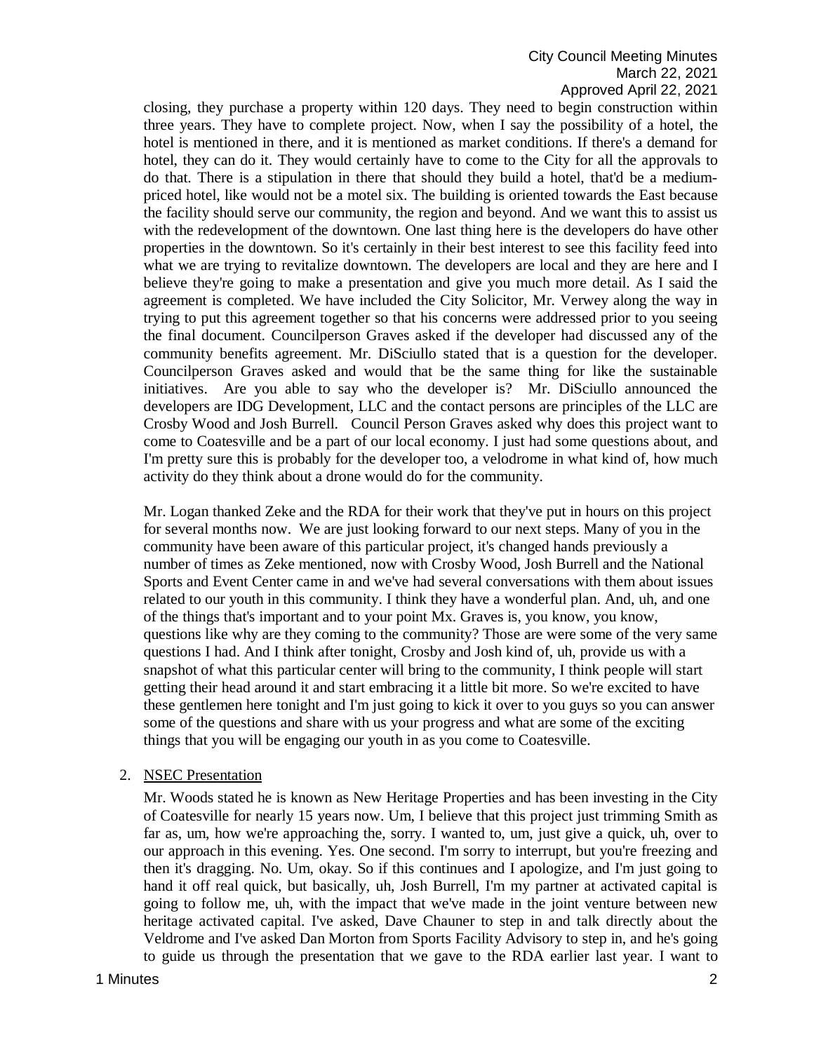closing, they purchase a property within 120 days. They need to begin construction within three years. They have to complete project. Now, when I say the possibility of a hotel, the hotel is mentioned in there, and it is mentioned as market conditions. If there's a demand for hotel, they can do it. They would certainly have to come to the City for all the approvals to do that. There is a stipulation in there that should they build a hotel, that'd be a medium-priced hotel, like would not be a motel six. The building is oriented towards the East because the facility should serve our community, the region and beyond. And we want this to assist us with the redevelopment of the downtown. One last thing here is the developers do have other properties in the downtown. So it's certainly in their best interest to see this facility feed into what we are trying to revitalize downtown. The developers are local and they are here and I believe they're going to make a presentation and give you much more detail. As I said the agreement is completed. We have included the City Solicitor, Mr. Verwey along the way in trying to put this agreement together so that his concerns were addressed prior to you seeing the final document. Councilperson Graves asked if the developer had discussed any of the community benefits agreement. Mr. DiSciullo stated that is a question for the developer. Councilperson Graves asked and would that be the same thing for like the sustainable initiatives. Are you able to say who the developer is? Mr. DiSciullo announced the developers are IDG Development, LLC and the contact persons are principles of the LLC are Crosby Wood and Josh Burrell. Council Person Graves asked why does this project want to come to Coatesville and be a part of our local economy. I just had some questions about, and I'm pretty sure this is probably for the developer too, a velodrome in what kind of, how much activity do they think about a drone would do for the community.

Mr. Logan thanked Zeke and the RDA for their work that they've put in hours on this project for several months now. We are just looking forward to our next steps. Many of you in the community have been aware of this particular project, it's changed hands previously a number of times as Zeke mentioned, now with Crosby Wood, Josh Burrell and the National Sports and Event Center came in and we've had several conversations with them about issues related to our youth in this community. I think they have a wonderful plan. And, uh, and one of the things that's important and to your point Mx. Graves is, you know, you know, questions like why are they coming to the community? Those are were some of the very same questions I had. And I think after tonight, Crosby and Josh kind of, uh, provide us with a snapshot of what this particular center will bring to the community, I think people will start getting their head around it and start embracing it a little bit more. So we're excited to have these gentlemen here tonight and I'm just going to kick it over to you guys so you can answer some of the questions and share with us your progress and what are some of the exciting things that you will be engaging our youth in as you come to Coatesville.

2. NSEC Presentation

   Mr. Woods stated he is known as New Heritage Properties and has been investing in the City of Coatesville for nearly 15 years now. Um, I believe that this project just trimming Smith as far as, um, how we're approaching the, sorry. I wanted to, um, just give a quick, uh, over to our approach in this evening. Yes. One second. I'm sorry to interrupt, but you're freezing and then it's dragging. No. Um, okay. So if this continues and I apologize, and I'm just going to hand it off real quick, but basically, uh, Josh Burrell, I'm my partner at activated capital is going to follow me, uh, with the impact that we've made in the joint venture between new heritage activated capital. I've asked, Dave Chauner to step in and talk directly about the Veldrome and I've asked Dan Morton from Sports Facility Advisory to step in, and he's going to guide us through the presentation that we gave to the RDA earlier last year. I want to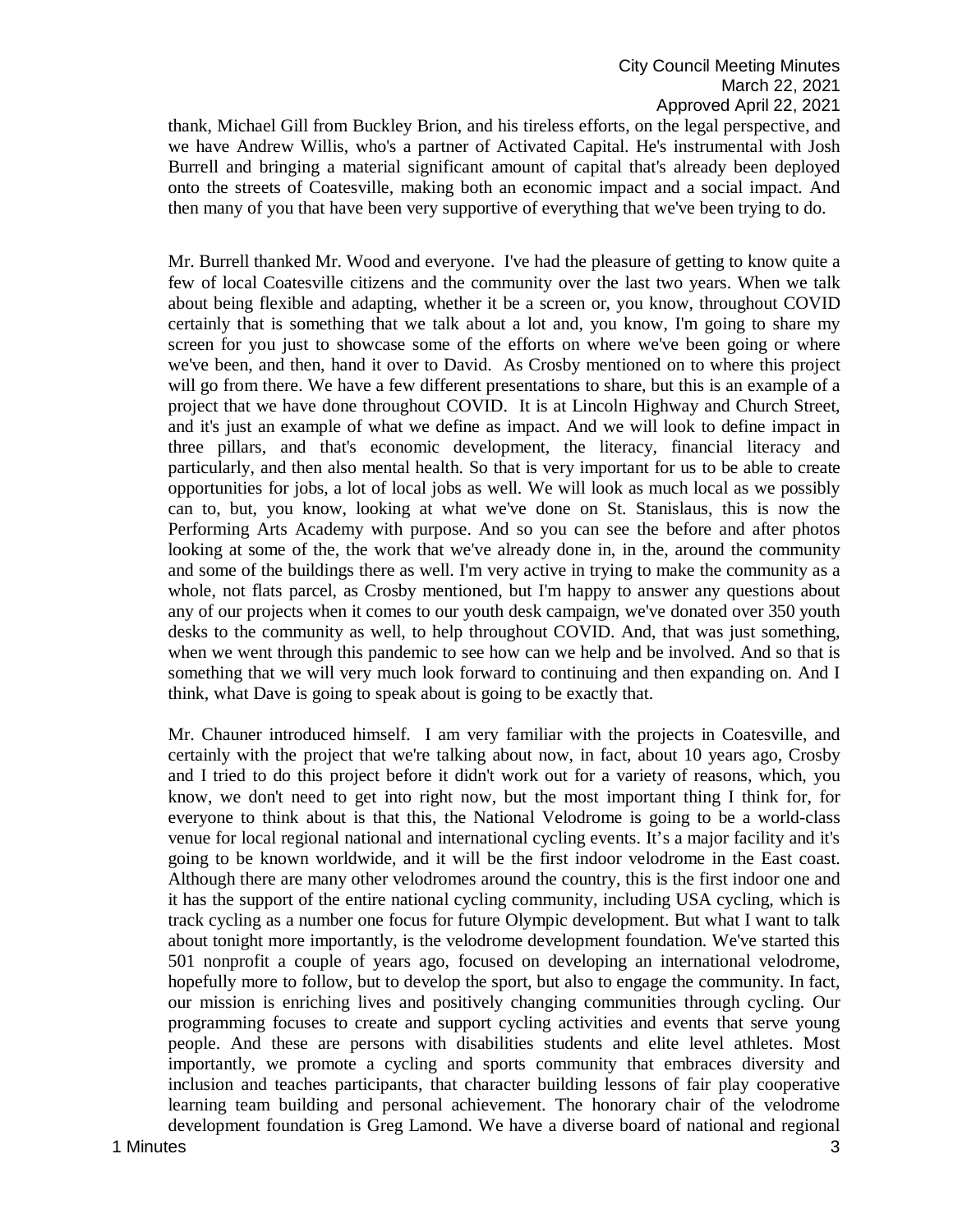thank, Michael Gill from Buckley Brion, and his tireless efforts, on the legal perspective, and we have Andrew Willis, who's a partner of Activated Capital. He's instrumental with Josh Burrell and bringing a material significant amount of capital that's already been deployed onto the streets of Coatesville, making both an economic impact and a social impact. And then many of you that have been very supportive of everything that we've been trying to do.

Mr. Burrell thanked Mr. Wood and everyone. I've had the pleasure of getting to know quite a few of local Coatesville citizens and the community over the last two years. When we talk about being flexible and adapting, whether it be a screen or, you know, throughout COVID certainly that is something that we talk about a lot and, you know, I'm going to share my screen for you just to showcase some of the efforts on where we've been going or where we've been, and then, hand it over to David. As Crosby mentioned on to where this project will go from there. We have a few different presentations to share, but this is an example of a project that we have done throughout COVID. It is at Lincoln Highway and Church Street, and it's just an example of what we define as impact. And we will look to define impact in three pillars, and that's economic development, the literacy, financial literacy and particularly, and then also mental health. So that is very important for us to be able to create opportunities for jobs, a lot of local jobs as well. We will look as much local as we possibly can to, but, you know, looking at what we've done on St. Stanislaus, this is now the Performing Arts Academy with purpose. And so you can see the before and after photos looking at some of the, the work that we've already done in, in the, around the community and some of the buildings there as well. I'm very active in trying to make the community as a whole, not flats parcel, as Crosby mentioned, but I'm happy to answer any questions about any of our projects when it comes to our youth desk campaign, we've donated over 350 youth desks to the community as well, to help throughout COVID. And, that was just something, when we went through this pandemic to see how can we help and be involved. And so that is something that we will very much look forward to continuing and then expanding on. And I think, what Dave is going to speak about is going to be exactly that.

Mr. Chauner introduced himself. I am very familiar with the projects in Coatesville, and certainly with the project that we're talking about now, in fact, about 10 years ago, Crosby and I tried to do this project before it didn't work out for a variety of reasons, which, you know, we don't need to get into right now, but the most important thing I think for, for everyone to think about is that this, the National Velodrome is going to be a world-class venue for local regional national and international cycling events. It's a major facility and it's going to be known worldwide, and it will be the first indoor velodrome in the East coast. Although there are many other velodromes around the country, this is the first indoor one and it has the support of the entire national cycling community, including USA cycling, which is track cycling as a number one focus for future Olympic development. But what I want to talk about tonight more importantly, is the velodrome development foundation. We've started this 501 nonprofit a couple of years ago, focused on developing an international velodrome, hopefully more to follow, but to develop the sport, but also to engage the community. In fact, our mission is enriching lives and positively changing communities through cycling. Our programming focuses to create and support cycling activities and events that serve young people. And these are persons with disabilities students and elite level athletes. Most importantly, we promote a cycling and sports community that embraces diversity and inclusion and teaches participants, that character building lessons of fair play cooperative learning team building and personal achievement. The honorary chair of the velodrome development foundation is Greg Lamond. We have a diverse board of national and regional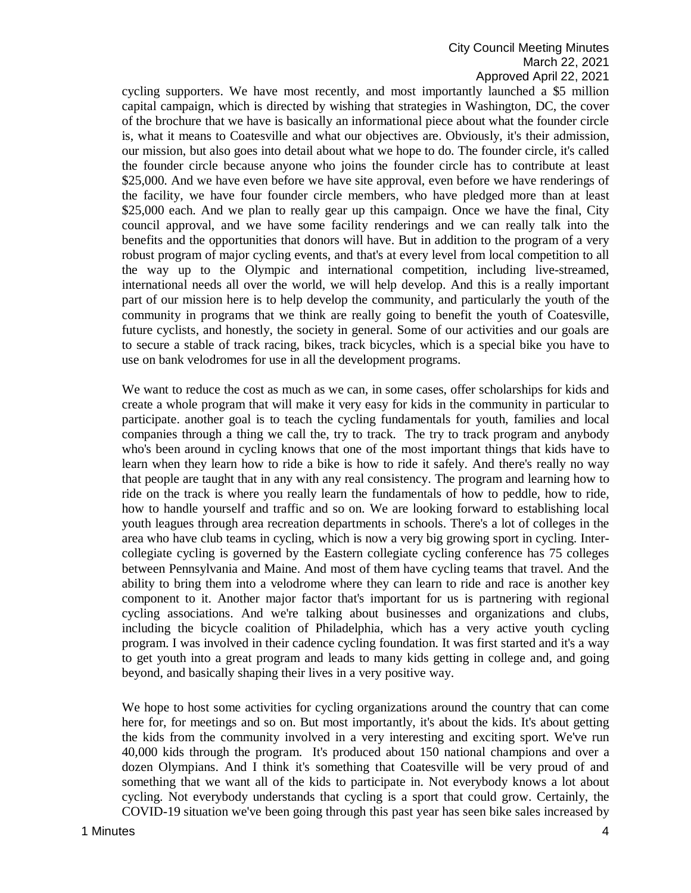cycling supporters. We have most recently, and most importantly launched a $5 million capital campaign, which is directed by wishing that strategies in Washington, DC, the cover of the brochure that we have is basically an informational piece about what the founder circle is, what it means to Coatesville and what our objectives are. Obviously, it's their admission, our mission, but also goes into detail about what we hope to do. The founder circle, it's called the founder circle because anyone who joins the founder circle has to contribute at least $25,000. And we have even before we have site approval, even before we have renderings of the facility, we have four founder circle members, who have pledged more than at least $25,000 each. And we plan to really gear up this campaign. Once we have the final, City council approval, and we have some facility renderings and we can really talk into the benefits and the opportunities that donors will have. But in addition to the program of a very robust program of major cycling events, and that's at every level from local competition to all the way up to the Olympic and international competition, including live-streamed, international needs all over the world, we will help develop. And this is a really important part of our mission here is to help develop the community, and particularly the youth of the community in programs that we think are really going to benefit the youth of Coatesville, future cyclists, and honestly, the society in general. Some of our activities and our goals are to secure a stable of track racing, bikes, track bicycles, which is a special bike you have to use on bank velodromes for use in all the development programs.

We want to reduce the cost as much as we can, in some cases, offer scholarships for kids and create a whole program that will make it very easy for kids in the community in particular to participate. another goal is to teach the cycling fundamentals for youth, families and local companies through a thing we call the, try to track. The try to track program and anybody who's been around in cycling knows that one of the most important things that kids have to learn when they learn how to ride a bike is how to ride it safely. And there's really no way that people are taught that in any with any real consistency. The program and learning how to ride on the track is where you really learn the fundamentals of how to peddle, how to ride, how to handle yourself and traffic and so on. We are looking forward to establishing local youth leagues through area recreation departments in schools. There's a lot of colleges in the area who have club teams in cycling, which is now a very big growing sport in cycling. Inter-collegiate cycling is governed by the Eastern collegiate cycling conference has 75 colleges between Pennsylvania and Maine. And most of them have cycling teams that travel. And the ability to bring them into a velodrome where they can learn to ride and race is another key component to it. Another major factor that's important for us is partnering with regional cycling associations. And we're talking about businesses and organizations and clubs, including the bicycle coalition of Philadelphia, which has a very active youth cycling program. I was involved in their cadence cycling foundation. It was first started and it's a way to get youth into a great program and leads to many kids getting in college and, and going beyond, and basically shaping their lives in a very positive way.

We hope to host some activities for cycling organizations around the country that can come here for, for meetings and so on. But most importantly, it's about the kids. It's about getting the kids from the community involved in a very interesting and exciting sport. We've run 40,000 kids through the program. It's produced about 150 national champions and over a dozen Olympians. And I think it's something that Coatesville will be very proud of and something that we want all of the kids to participate in. Not everybody knows a lot about cycling. Not everybody understands that cycling is a sport that could grow. Certainly, the COVID-19 situation we've been going through this past year has seen bike sales increased by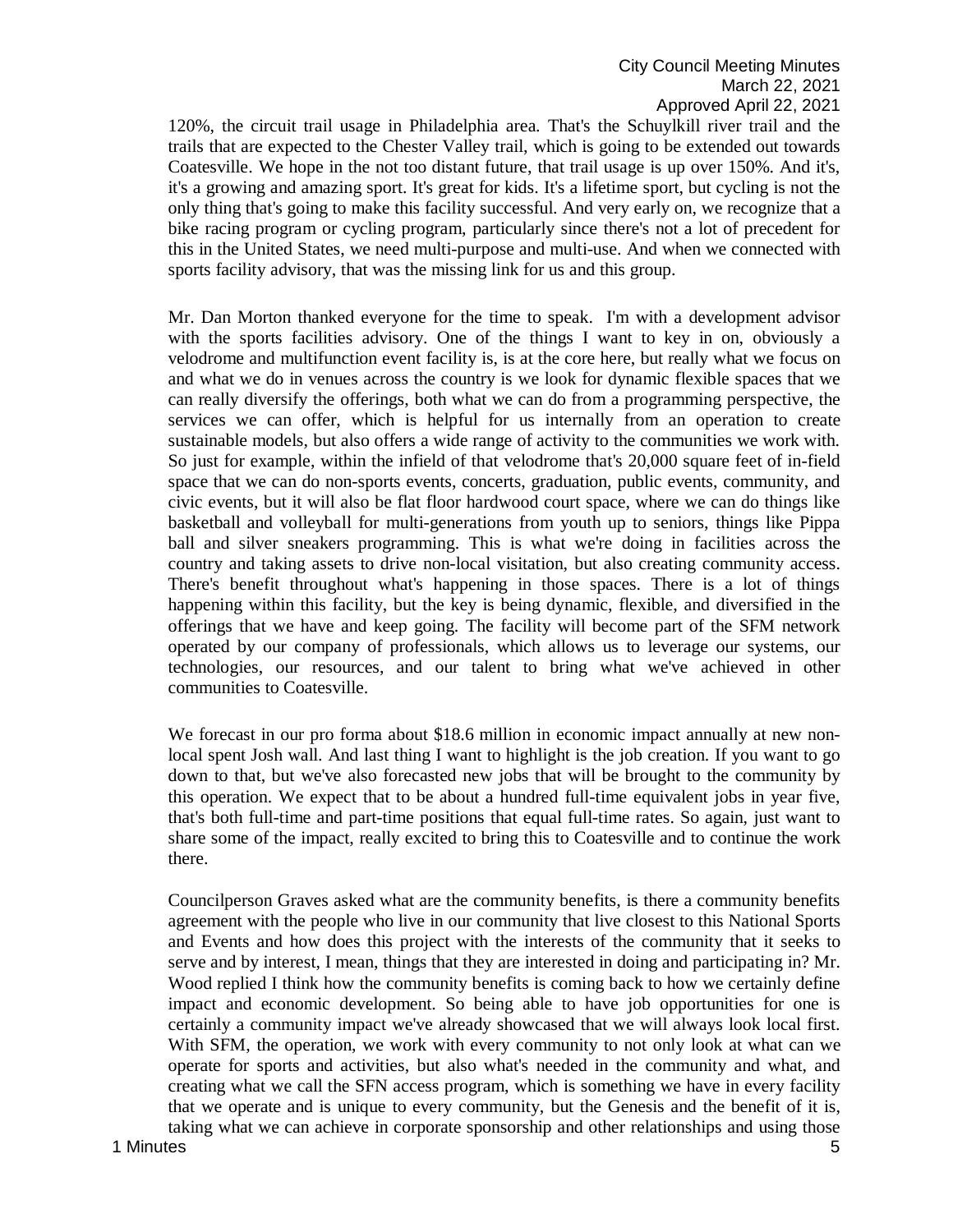120%, the circuit trail usage in Philadelphia area. That's the Schuylkill river trail and the trails that are expected to the Chester Valley trail, which is going to be extended out towards Coatesville. We hope in the not too distant future, that trail usage is up over 150%. And it's, it's a growing and amazing sport. It's great for kids. It's a lifetime sport, but cycling is not the only thing that's going to make this facility successful. And very early on, we recognize that a bike racing program or cycling program, particularly since there's not a lot of precedent for this in the United States, we need multi-purpose and multi-use. And when we connected with sports facility advisory, that was the missing link for us and this group.

Mr. Dan Morton thanked everyone for the time to speak. I'm with a development advisor with the sports facilities advisory. One of the things I want to key in on, obviously a velodrome and multifunction event facility is, is at the core here, but really what we focus on and what we do in venues across the country is we look for dynamic flexible spaces that we can really diversify the offerings, both what we can do from a programming perspective, the services we can offer, which is helpful for us internally from an operation to create sustainable models, but also offers a wide range of activity to the communities we work with. So just for example, within the infield of that velodrome that's 20,000 square feet of in-field space that we can do non-sports events, concerts, graduation, public events, community, and civic events, but it will also be flat floor hardwood court space, where we can do things like basketball and volleyball for multi-generations from youth up to seniors, things like Pippa ball and silver sneakers programming. This is what we're doing in facilities across the country and taking assets to drive non-local visitation, but also creating community access. There's benefit throughout what's happening in those spaces. There is a lot of things happening within this facility, but the key is being dynamic, flexible, and diversified in the offerings that we have and keep going. The facility will become part of the SFM network operated by our company of professionals, which allows us to leverage our systems, our technologies, our resources, and our talent to bring what we've achieved in other communities to Coatesville.

We forecast in our pro forma about $18.6 million in economic impact annually at new non-local spent Josh wall. And last thing I want to highlight is the job creation. If you want to go down to that, but we've also forecasted new jobs that will be brought to the community by this operation. We expect that to be about a hundred full-time equivalent jobs in year five, that's both full-time and part-time positions that equal full-time rates. So again, just want to share some of the impact, really excited to bring this to Coatesville and to continue the work there.

Councilperson Graves asked what are the community benefits, is there a community benefits agreement with the people who live in our community that live closest to this National Sports and Events and how does this project with the interests of the community that it seeks to serve and by interest, I mean, things that they are interested in doing and participating in? Mr. Wood replied I think how the community benefits is coming back to how we certainly define impact and economic development. So being able to have job opportunities for one is certainly a community impact we've already showcased that we will always look local first. With SFM, the operation, we work with every community to not only look at what can we operate for sports and activities, but also what's needed in the community and what, and creating what we call the SFN access program, which is something we have in every facility that we operate and is unique to every community, but the Genesis and the benefit of it is, taking what we can achieve in corporate sponsorship and other relationships and using those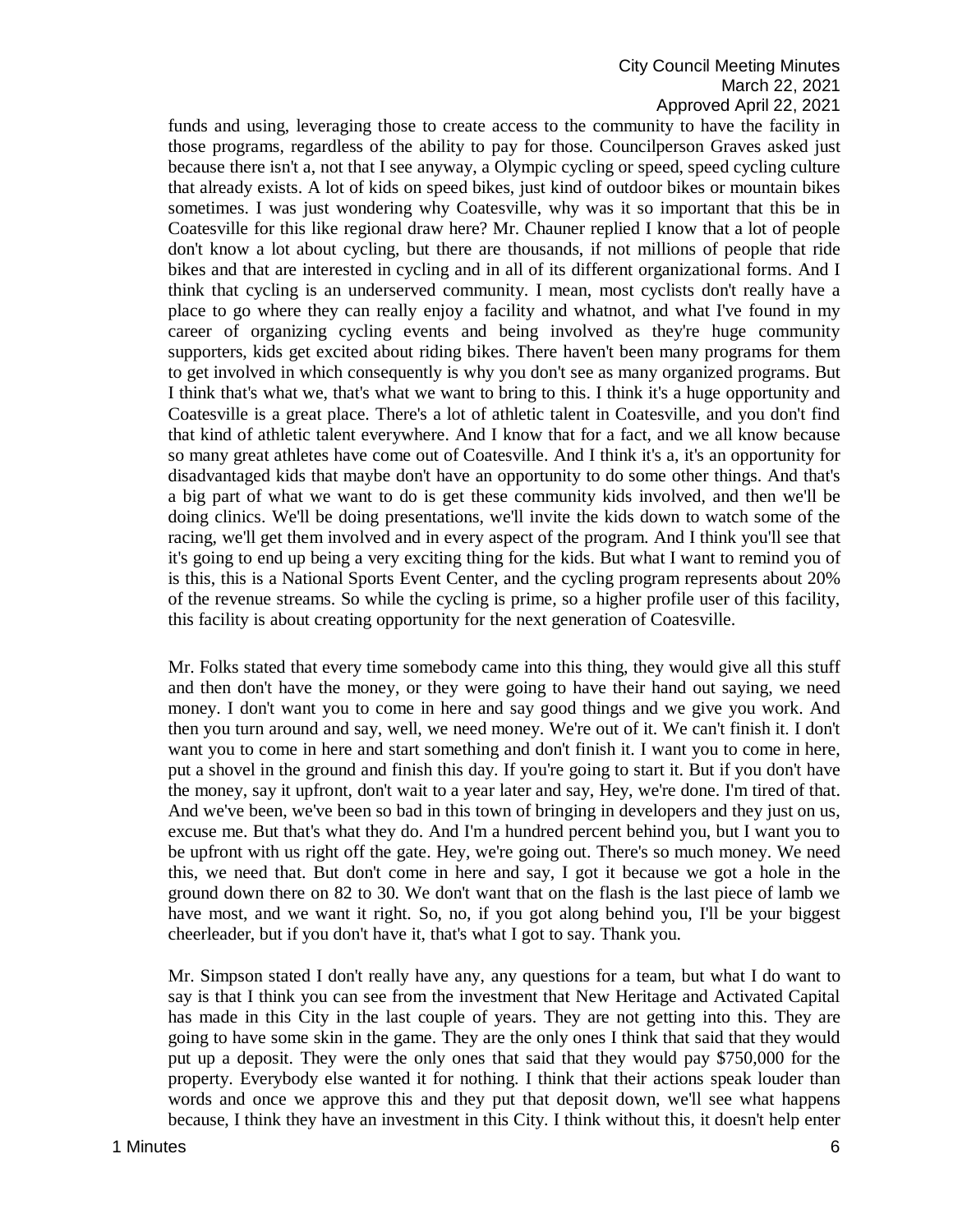funds and using, leveraging those to create access to the community to have the facility in those programs, regardless of the ability to pay for those. Councilperson Graves asked just because there isn't a, not that I see anyway, a Olympic cycling or speed, speed cycling culture that already exists. A lot of kids on speed bikes, just kind of outdoor bikes or mountain bikes sometimes. I was just wondering why Coatesville, why was it so important that this be in Coatesville for this like regional draw here? Mr. Chauner replied I know that a lot of people don't know a lot about cycling, but there are thousands, if not millions of people that ride bikes and that are interested in cycling and in all of its different organizational forms. And I think that cycling is an underserved community. I mean, most cyclists don't really have a place to go where they can really enjoy a facility and whatnot, and what I've found in my career of organizing cycling events and being involved as they're huge community supporters, kids get excited about riding bikes. There haven't been many programs for them to get involved in which consequently is why you don't see as many organized programs. But I think that's what we, that's what we want to bring to this. I think it's a huge opportunity and Coatesville is a great place. There's a lot of athletic talent in Coatesville, and you don't find that kind of athletic talent everywhere. And I know that for a fact, and we all know because so many great athletes have come out of Coatesville. And I think it's a, it's an opportunity for disadvantaged kids that maybe don't have an opportunity to do some other things. And that's a big part of what we want to do is get these community kids involved, and then we'll be doing clinics. We'll be doing presentations, we'll invite the kids down to watch some of the racing, we'll get them involved and in every aspect of the program. And I think you'll see that it's going to end up being a very exciting thing for the kids. But what I want to remind you of is this, this is a National Sports Event Center, and the cycling program represents about 20% of the revenue streams. So while the cycling is prime, so a higher profile user of this facility, this facility is about creating opportunity for the next generation of Coatesville.

Mr. Folks stated that every time somebody came into this thing, they would give all this stuff and then don't have the money, or they were going to have their hand out saying, we need money. I don't want you to come in here and say good things and we give you work. And then you turn around and say, well, we need money. We're out of it. We can't finish it. I don't want you to come in here and start something and don't finish it. I want you to come in here, put a shovel in the ground and finish this day. If you're going to start it. But if you don't have the money, say it upfront, don't wait to a year later and say, Hey, we're done. I'm tired of that. And we've been, we've been so bad in this town of bringing in developers and they just on us, excuse me. But that's what they do. And I'm a hundred percent behind you, but I want you to be upfront with us right off the gate. Hey, we're going out. There's so much money. We need this, we need that. But don't come in here and say, I got it because we got a hole in the ground down there on 82 to 30. We don't want that on the flash is the last piece of lamb we have most, and we want it right. So, no, if you got along behind you, I'll be your biggest cheerleader, but if you don't have it, that's what I got to say. Thank you.

Mr. Simpson stated I don't really have any, any questions for a team, but what I do want to say is that I think you can see from the investment that New Heritage and Activated Capital has made in this City in the last couple of years. They are not getting into this. They are going to have some skin in the game. They are the only ones I think that said that they would put up a deposit. They were the only ones that said that they would pay $750,000 for the property. Everybody else wanted it for nothing. I think that their actions speak louder than words and once we approve this and they put that deposit down, we'll see what happens because, I think they have an investment in this City. I think without this, it doesn't help enter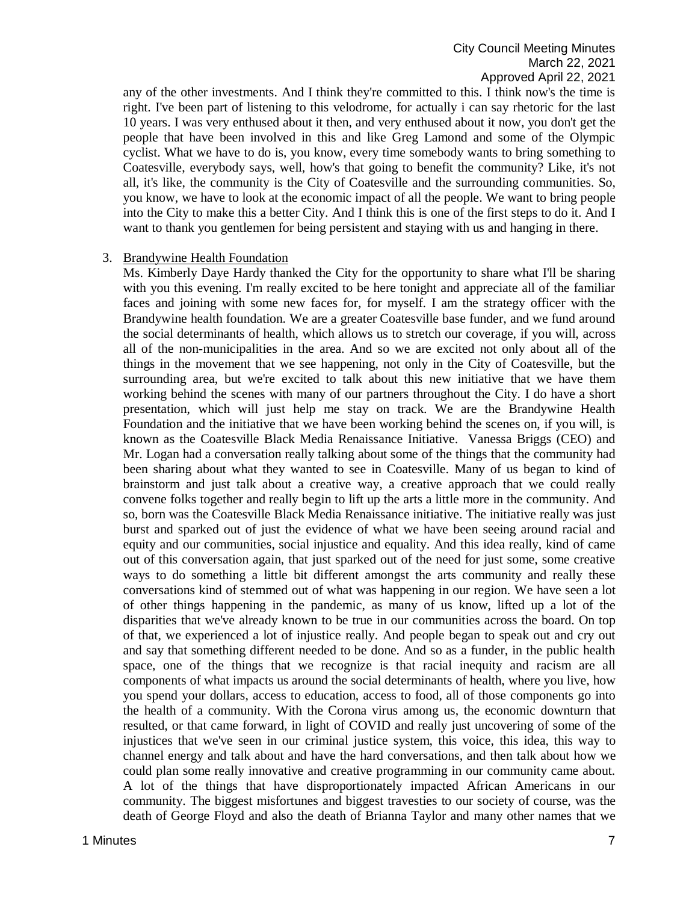any of the other investments. And I think they're committed to this. I think now's the time is right. I've been part of listening to this velodrome, for actually i can say rhetoric for the last 10 years. I was very enthused about it then, and very enthused about it now, you don't get the people that have been involved in this and like Greg Lamond and some of the Olympic cyclist. What we have to do is, you know, every time somebody wants to bring something to Coatesville, everybody says, well, how's that going to benefit the community? Like, it's not all, it's like, the community is the City of Coatesville and the surrounding communities. So, you know, we have to look at the economic impact of all the people. We want to bring people into the City to make this a better City. And I think this is one of the first steps to do it. And I want to thank you gentlemen for being persistent and staying with us and hanging in there.

3. Brandywine Health Foundation

   Ms. Kimberly Daye Hardy thanked the City for the opportunity to share what I'll be sharing with you this evening. I'm really excited to be here tonight and appreciate all of the familiar faces and joining with some new faces for, for myself. I am the strategy officer with the Brandywine health foundation. We are a greater Coatesville base funder, and we fund around the social determinants of health, which allows us to stretch our coverage, if you will, across all of the non-municipalities in the area. And so we are excited not only about all of the things in the movement that we see happening, not only in the City of Coatesville, but the surrounding area, but we're excited to talk about this new initiative that we have them working behind the scenes with many of our partners throughout the City. I do have a short presentation, which will just help me stay on track. We are the Brandywine Health Foundation and the initiative that we have been working behind the scenes on, if you will, is known as the Coatesville Black Media Renaissance Initiative. Vanessa Briggs (CEO) and Mr. Logan had a conversation really talking about some of the things that the community had been sharing about what they wanted to see in Coatesville. Many of us began to kind of brainstorm and just talk about a creative way, a creative approach that we could really convene folks together and really begin to lift up the arts a little more in the community. And so, born was the Coatesville Black Media Renaissance initiative. The initiative really was just burst and sparked out of just the evidence of what we have been seeing around racial and equity and our communities, social injustice and equality. And this idea really, kind of came out of this conversation again, that just sparked out of the need for just some, some creative ways to do something a little bit different amongst the arts community and really these conversations kind of stemmed out of what was happening in our region. We have seen a lot of other things happening in the pandemic, as many of us know, lifted up a lot of the disparities that we've already known to be true in our communities across the board. On top of that, we experienced a lot of injustice really. And people began to speak out and cry out and say that something different needed to be done. And so as a funder, in the public health space, one of the things that we recognize is that racial inequity and racism are all components of what impacts us around the social determinants of health, where you live, how you spend your dollars, access to education, access to food, all of those components go into the health of a community. With the Corona virus among us, the economic downturn that resulted, or that came forward, in light of COVID and really just uncovering of some of the injustices that we've seen in our criminal justice system, this voice, this idea, this way to channel energy and talk about and have the hard conversations, and then talk about how we could plan some really innovative and creative programming in our community came about. A lot of the things that have disproportionately impacted African Americans in our community. The biggest misfortunes and biggest travesties to our society of course, was the death of George Floyd and also the death of Brianna Taylor and many other names that we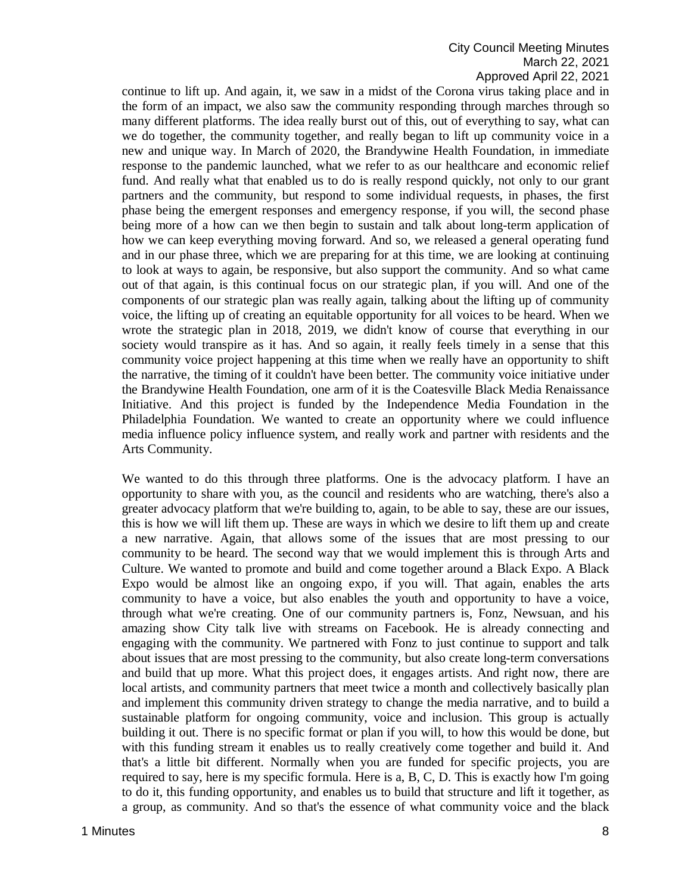continue to lift up. And again, it, we saw in a midst of the Corona virus taking place and in the form of an impact, we also saw the community responding through marches through so many different platforms. The idea really burst out of this, out of everything to say, what can we do together, the community together, and really began to lift up community voice in a new and unique way. In March of 2020, the Brandywine Health Foundation, in immediate response to the pandemic launched, what we refer to as our healthcare and economic relief fund. And really what that enabled us to do is really respond quickly, not only to our grant partners and the community, but respond to some individual requests, in phases, the first phase being the emergent responses and emergency response, if you will, the second phase being more of a how can we then begin to sustain and talk about long-term application of how we can keep everything moving forward. And so, we released a general operating fund and in our phase three, which we are preparing for at this time, we are looking at continuing to look at ways to again, be responsive, but also support the community. And so what came out of that again, is this continual focus on our strategic plan, if you will. And one of the components of our strategic plan was really again, talking about the lifting up of community voice, the lifting up of creating an equitable opportunity for all voices to be heard. When we wrote the strategic plan in 2018, 2019, we didn't know of course that everything in our society would transpire as it has. And so again, it really feels timely in a sense that this community voice project happening at this time when we really have an opportunity to shift the narrative, the timing of it couldn't have been better. The community voice initiative under the Brandywine Health Foundation, one arm of it is the Coatesville Black Media Renaissance Initiative. And this project is funded by the Independence Media Foundation in the Philadelphia Foundation. We wanted to create an opportunity where we could influence media influence policy influence system, and really work and partner with residents and the Arts Community.

We wanted to do this through three platforms. One is the advocacy platform. I have an opportunity to share with you, as the council and residents who are watching, there's also a greater advocacy platform that we're building to, again, to be able to say, these are our issues, this is how we will lift them up. These are ways in which we desire to lift them up and create a new narrative. Again, that allows some of the issues that are most pressing to our community to be heard. The second way that we would implement this is through Arts and Culture. We wanted to promote and build and come together around a Black Expo. A Black Expo would be almost like an ongoing expo, if you will. That again, enables the arts community to have a voice, but also enables the youth and opportunity to have a voice, through what we're creating. One of our community partners is, Fonz, Newsuan, and his amazing show City talk live with streams on Facebook. He is already connecting and engaging with the community. We partnered with Fonz to just continue to support and talk about issues that are most pressing to the community, but also create long-term conversations and build that up more. What this project does, it engages artists. And right now, there are local artists, and community partners that meet twice a month and collectively basically plan and implement this community driven strategy to change the media narrative, and to build a sustainable platform for ongoing community, voice and inclusion. This group is actually building it out. There is no specific format or plan if you will, to how this would be done, but with this funding stream it enables us to really creatively come together and build it. And that's a little bit different. Normally when you are funded for specific projects, you are required to say, here is my specific formula. Here is a, B, C, D. This is exactly how I'm going to do it, this funding opportunity, and enables us to build that structure and lift it together, as a group, as community. And so that's the essence of what community voice and the black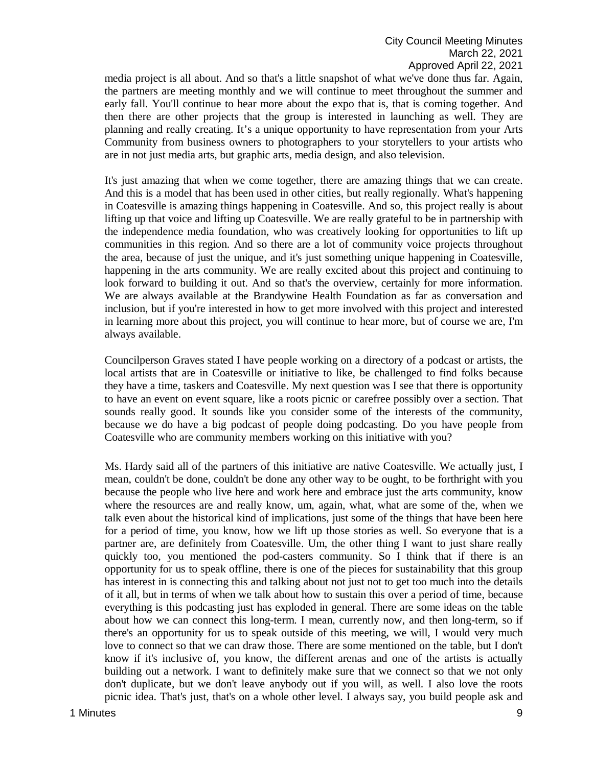media project is all about. And so that's a little snapshot of what we've done thus far. Again, the partners are meeting monthly and we will continue to meet throughout the summer and early fall. You'll continue to hear more about the expo that is, that is coming together. And then there are other projects that the group is interested in launching as well. They are planning and really creating. It's a unique opportunity to have representation from your Arts Community from business owners to photographers to your storytellers to your artists who are in not just media arts, but graphic arts, media design, and also television.

It's just amazing that when we come together, there are amazing things that we can create. And this is a model that has been used in other cities, but really regionally. What's happening in Coatesville is amazing things happening in Coatesville. And so, this project really is about lifting up that voice and lifting up Coatesville. We are really grateful to be in partnership with the independence media foundation, who was creatively looking for opportunities to lift up communities in this region. And so there are a lot of community voice projects throughout the area, because of just the unique, and it's just something unique happening in Coatesville, happening in the arts community. We are really excited about this project and continuing to look forward to building it out. And so that's the overview, certainly for more information. We are always available at the Brandywine Health Foundation as far as conversation and inclusion, but if you're interested in how to get more involved with this project and interested in learning more about this project, you will continue to hear more, but of course we are, I'm always available.

Councilperson Graves stated I have people working on a directory of a podcast or artists, the local artists that are in Coatesville or initiative to like, be challenged to find folks because they have a time, taskers and Coatesville. My next question was I see that there is opportunity to have an event on event square, like a roots picnic or carefree possibly over a section. That sounds really good. It sounds like you consider some of the interests of the community, because we do have a big podcast of people doing podcasting. Do you have people from Coatesville who are community members working on this initiative with you?

Ms. Hardy said all of the partners of this initiative are native Coatesville. We actually just, I mean, couldn't be done, couldn't be done any other way to be ought, to be forthright with you because the people who live here and work here and embrace just the arts community, know where the resources are and really know, um, again, what, what are some of the, when we talk even about the historical kind of implications, just some of the things that have been here for a period of time, you know, how we lift up those stories as well. So everyone that is a partner are, are definitely from Coatesville. Um, the other thing I want to just share really quickly too, you mentioned the pod-casters community. So I think that if there is an opportunity for us to speak offline, there is one of the pieces for sustainability that this group has interest in is connecting this and talking about not just not to get too much into the details of it all, but in terms of when we talk about how to sustain this over a period of time, because everything is this podcasting just has exploded in general. There are some ideas on the table about how we can connect this long-term. I mean, currently now, and then long-term, so if there's an opportunity for us to speak outside of this meeting, we will, I would very much love to connect so that we can draw those. There are some mentioned on the table, but I don't know if it's inclusive of, you know, the different arenas and one of the artists is actually building out a network. I want to definitely make sure that we connect so that we not only don't duplicate, but we don't leave anybody out if you will, as well. I also love the roots picnic idea. That's just, that's on a whole other level. I always say, you build people ask and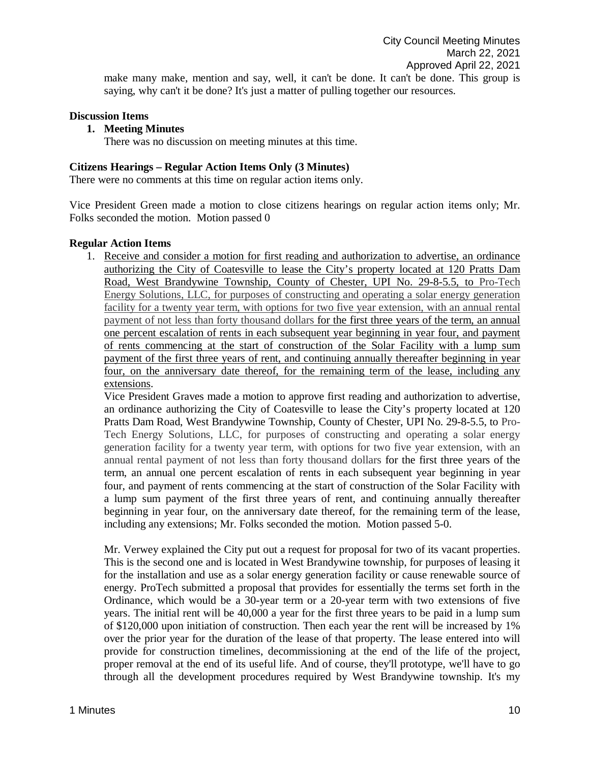make many make, mention and say, well, it can't be done. It can't be done. This group is saying, why can't it be done? It's just a matter of pulling together our resources.

**Discussion Items**

1. **Meeting Minutes**

   There was no discussion on meeting minutes at this time.

**Citizens Hearings – Regular Action Items Only (3 Minutes)**

There were no comments at this time on regular action items only.

Vice President Green made a motion to close citizens hearings on regular action items only; Mr. Folks seconded the motion. Motion passed 0

**Regular Action Items**

1. Receive and consider a motion for first reading and authorization to advertise, an ordinance authorizing the City of Coatesville to lease the City's property located at 120 Pratts Dam Road, West Brandywine Township, County of Chester, UPI No. 29-8-5.5, to Pro-Tech Energy Solutions, LLC, for purposes of constructing and operating a solar energy generation facility for a twenty year term, with options for two five year extension, with an annual rental payment of not less than forty thousand dollars for the first three years of the term, an annual one percent escalation of rents in each subsequent year beginning in year four, and payment of rents commencing at the start of construction of the Solar Facility with a lump sum payment of the first three years of rent, and continuing annually thereafter beginning in year four, on the anniversary date thereof, for the remaining term of the lease, including any extensions.

   Vice President Graves made a motion to approve first reading and authorization to advertise, an ordinance authorizing the City of Coatesville to lease the City's property located at 120 Pratts Dam Road, West Brandywine Township, County of Chester, UPI No. 29-8-5.5, to Pro-Tech Energy Solutions, LLC, for purposes of constructing and operating a solar energy generation facility for a twenty year term, with options for two five year extension, with an annual rental payment of not less than forty thousand dollars for the first three years of the term, an annual one percent escalation of rents in each subsequent year beginning in year four, and payment of rents commencing at the start of construction of the Solar Facility with a lump sum payment of the first three years of rent, and continuing annually thereafter beginning in year four, on the anniversary date thereof, for the remaining term of the lease, including any extensions; Mr. Folks seconded the motion. Motion passed 5-0.

   Mr. Verwey explained the City put out a request for proposal for two of its vacant properties. This is the second one and is located in West Brandywine township, for purposes of leasing it for the installation and use as a solar energy generation facility or cause renewable source of energy. ProTech submitted a proposal that provides for essentially the terms set forth in the Ordinance, which would be a 30-year term or a 20-year term with two extensions of five years. The initial rent will be 40,000 a year for the first three years to be paid in a lump sum of $120,000 upon initiation of construction. Then each year the rent will be increased by 1% over the prior year for the duration of the lease of that property. The lease entered into will provide for construction timelines, decommissioning at the end of the life of the project, proper removal at the end of its useful life. And of course, they'll prototype, we'll have to go through all the development procedures required by West Brandywine township. It's my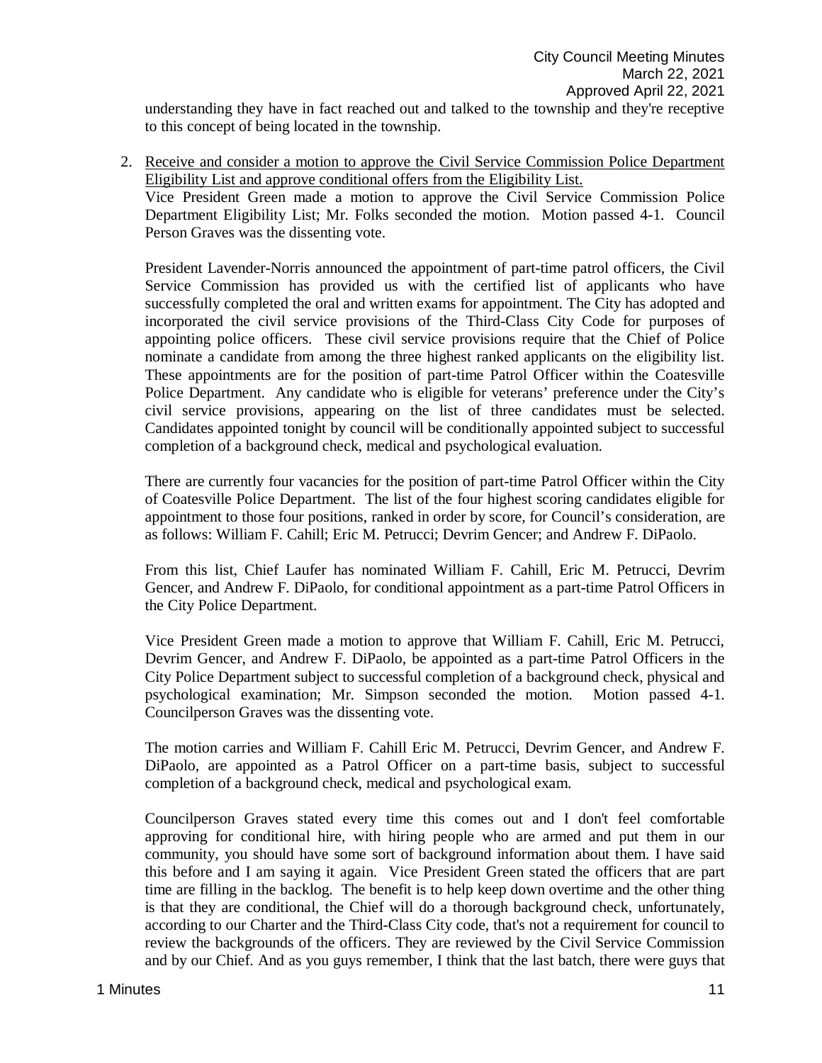understanding they have in fact reached out and talked to the township and they're receptive to this concept of being located in the township.

2. Receive and consider a motion to approve the Civil Service Commission Police Department Eligibility List and approve conditional offers from the Eligibility List.
   Vice President Green made a motion to approve the Civil Service Commission Police Department Eligibility List; Mr. Folks seconded the motion. Motion passed 4-1. Council Person Graves was the dissenting vote.

   President Lavender-Norris announced the appointment of part-time patrol officers, the Civil Service Commission has provided us with the certified list of applicants who have successfully completed the oral and written exams for appointment. The City has adopted and incorporated the civil service provisions of the Third-Class City Code for purposes of appointing police officers. These civil service provisions require that the Chief of Police nominate a candidate from among the three highest ranked applicants on the eligibility list. These appointments are for the position of part-time Patrol Officer within the Coatesville Police Department. Any candidate who is eligible for veterans' preference under the City's civil service provisions, appearing on the list of three candidates must be selected. Candidates appointed tonight by council will be conditionally appointed subject to successful completion of a background check, medical and psychological evaluation.

   There are currently four vacancies for the position of part-time Patrol Officer within the City of Coatesville Police Department. The list of the four highest scoring candidates eligible for appointment to those four positions, ranked in order by score, for Council's consideration, are as follows: William F. Cahill; Eric M. Petrucci; Devrim Gencer; and Andrew F. DiPaolo.

   From this list, Chief Laufer has nominated William F. Cahill, Eric M. Petrucci, Devrim Gencer, and Andrew F. DiPaolo, for conditional appointment as a part-time Patrol Officers in the City Police Department.

   Vice President Green made a motion to approve that William F. Cahill, Eric M. Petrucci, Devrim Gencer, and Andrew F. DiPaolo, be appointed as a part-time Patrol Officers in the City Police Department subject to successful completion of a background check, physical and psychological examination; Mr. Simpson seconded the motion. Motion passed 4-1. Councilperson Graves was the dissenting vote.

   The motion carries and William F. Cahill Eric M. Petrucci, Devrim Gencer, and Andrew F. DiPaolo, are appointed as a Patrol Officer on a part-time basis, subject to successful completion of a background check, medical and psychological exam.

   Councilperson Graves stated every time this comes out and I don't feel comfortable approving for conditional hire, with hiring people who are armed and put them in our community, you should have some sort of background information about them. I have said this before and I am saying it again. Vice President Green stated the officers that are part time are filling in the backlog. The benefit is to help keep down overtime and the other thing is that they are conditional, the Chief will do a thorough background check, unfortunately, according to our Charter and the Third-Class City code, that's not a requirement for council to review the backgrounds of the officers. They are reviewed by the Civil Service Commission and by our Chief. And as you guys remember, I think that the last batch, there were guys that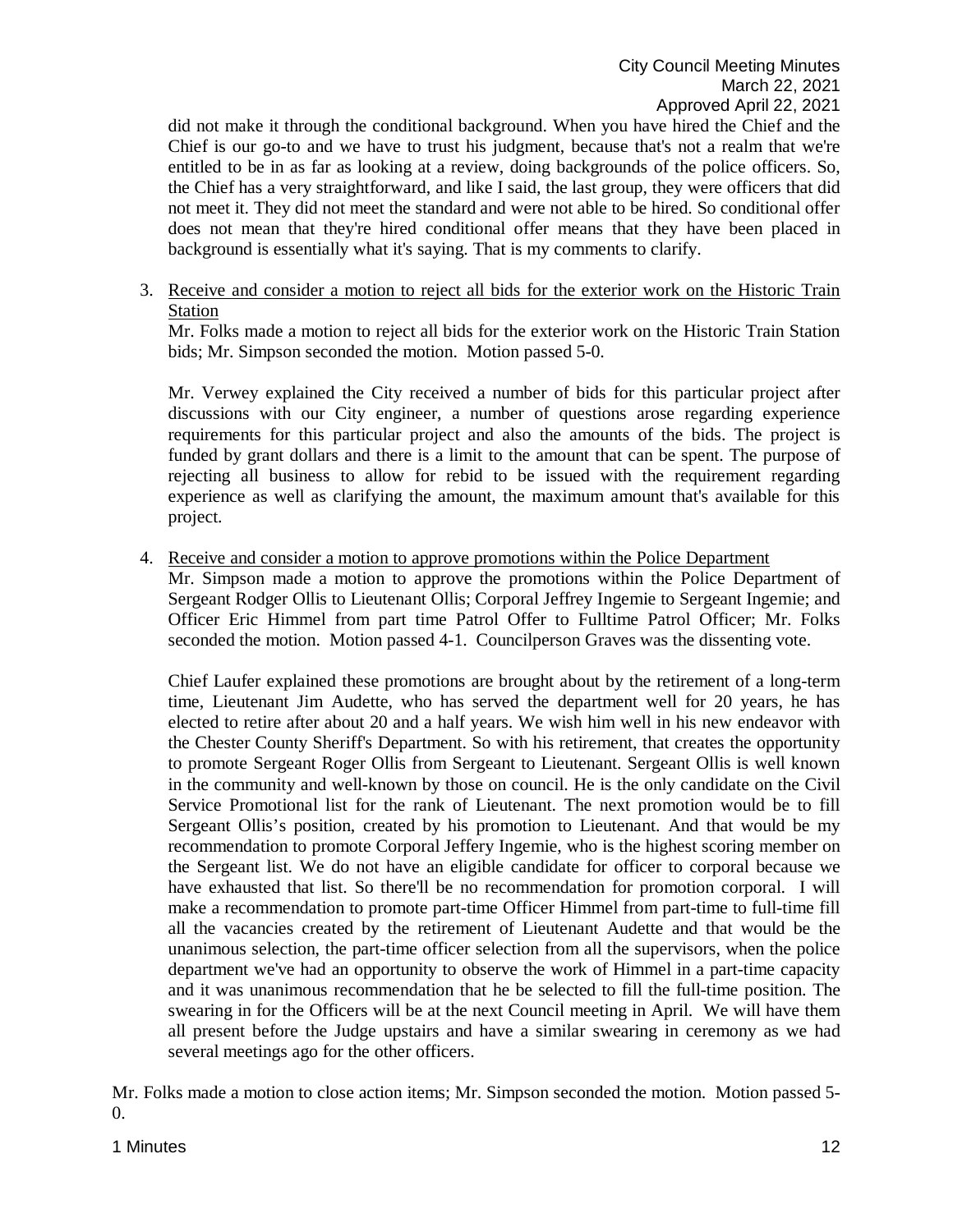did not make it through the conditional background. When you have hired the Chief and the Chief is our go-to and we have to trust his judgment, because that's not a realm that we're entitled to be in as far as looking at a review, doing backgrounds of the police officers. So, the Chief has a very straightforward, and like I said, the last group, they were officers that did not meet it. They did not meet the standard and were not able to be hired. So conditional offer does not mean that they're hired conditional offer means that they have been placed in background is essentially what it's saying. That is my comments to clarify.

3. <u>Receive and consider a motion to reject all bids for the exterior work on the Historic Train Station</u>

   Mr. Folks made a motion to reject all bids for the exterior work on the Historic Train Station bids; Mr. Simpson seconded the motion. Motion passed 5-0.

   Mr. Verwey explained the City received a number of bids for this particular project after discussions with our City engineer, a number of questions arose regarding experience requirements for this particular project and also the amounts of the bids. The project is funded by grant dollars and there is a limit to the amount that can be spent. The purpose of rejecting all business to allow for rebid to be issued with the requirement regarding experience as well as clarifying the amount, the maximum amount that's available for this project.

4. <u>Receive and consider a motion to approve promotions within the Police Department</u>

   Mr. Simpson made a motion to approve the promotions within the Police Department of Sergeant Rodger Ollis to Lieutenant Ollis; Corporal Jeffrey Ingemie to Sergeant Ingemie; and Officer Eric Himmel from part time Patrol Offer to Fulltime Patrol Officer; Mr. Folks seconded the motion. Motion passed 4-1. Councilperson Graves was the dissenting vote.

   Chief Laufer explained these promotions are brought about by the retirement of a long-term time, Lieutenant Jim Audette, who has served the department well for 20 years, he has elected to retire after about 20 and a half years. We wish him well in his new endeavor with the Chester County Sheriff's Department. So with his retirement, that creates the opportunity to promote Sergeant Roger Ollis from Sergeant to Lieutenant. Sergeant Ollis is well known in the community and well-known by those on council. He is the only candidate on the Civil Service Promotional list for the rank of Lieutenant. The next promotion would be to fill Sergeant Ollis's position, created by his promotion to Lieutenant. And that would be my recommendation to promote Corporal Jeffery Ingemie, who is the highest scoring member on the Sergeant list. We do not have an eligible candidate for officer to corporal because we have exhausted that list. So there'll be no recommendation for promotion corporal. I will make a recommendation to promote part-time Officer Himmel from part-time to full-time fill all the vacancies created by the retirement of Lieutenant Audette and that would be the unanimous selection, the part-time officer selection from all the supervisors, when the police department we've had an opportunity to observe the work of Himmel in a part-time capacity and it was unanimous recommendation that he be selected to fill the full-time position. The swearing in for the Officers will be at the next Council meeting in April. We will have them all present before the Judge upstairs and have a similar swearing in ceremony as we had several meetings ago for the other officers.

Mr. Folks made a motion to close action items; Mr. Simpson seconded the motion. Motion passed 5-0.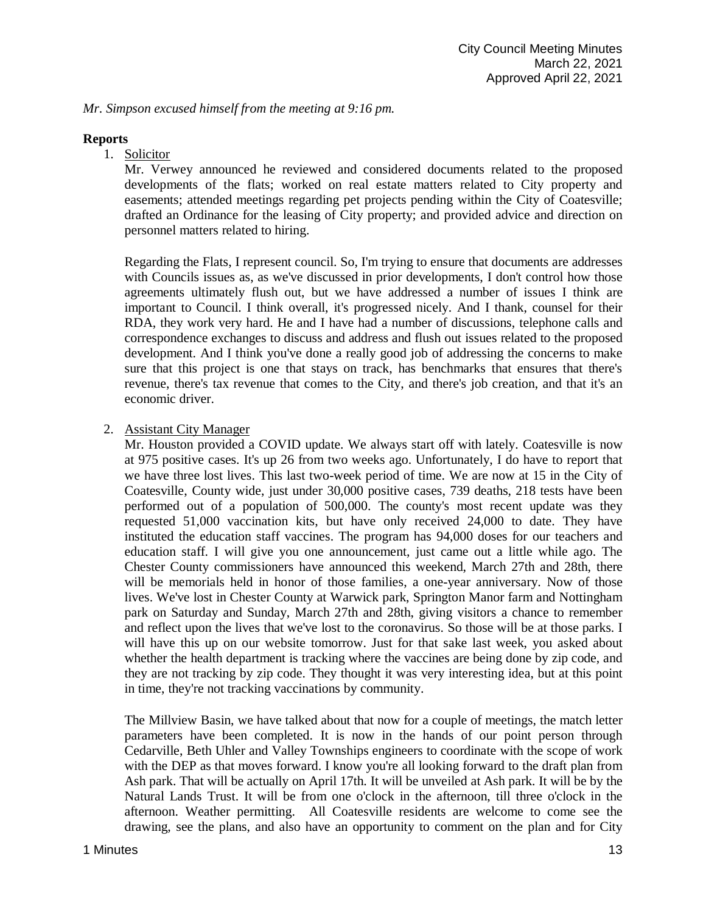*Mr. Simpson excused himself from the meeting at 9:16 pm.*

**Reports**

1. Solicitor

   Mr. Verwey announced he reviewed and considered documents related to the proposed developments of the flats; worked on real estate matters related to City property and easements; attended meetings regarding pet projects pending within the City of Coatesville; drafted an Ordinance for the leasing of City property; and provided advice and direction on personnel matters related to hiring.

   Regarding the Flats, I represent council. So, I'm trying to ensure that documents are addresses with Councils issues as, as we've discussed in prior developments, I don't control how those agreements ultimately flush out, but we have addressed a number of issues I think are important to Council. I think overall, it's progressed nicely. And I thank, counsel for their RDA, they work very hard. He and I have had a number of discussions, telephone calls and correspondence exchanges to discuss and address and flush out issues related to the proposed development. And I think you've done a really good job of addressing the concerns to make sure that this project is one that stays on track, has benchmarks that ensures that there's revenue, there's tax revenue that comes to the City, and there's job creation, and that it's an economic driver.

2. Assistant City Manager

   Mr. Houston provided a COVID update. We always start off with lately. Coatesville is now at 975 positive cases. It's up 26 from two weeks ago. Unfortunately, I do have to report that we have three lost lives. This last two-week period of time. We are now at 15 in the City of Coatesville, County wide, just under 30,000 positive cases, 739 deaths, 218 tests have been performed out of a population of 500,000. The county's most recent update was they requested 51,000 vaccination kits, but have only received 24,000 to date. They have instituted the education staff vaccines. The program has 94,000 doses for our teachers and education staff. I will give you one announcement, just came out a little while ago. The Chester County commissioners have announced this weekend, March 27th and 28th, there will be memorials held in honor of those families, a one-year anniversary. Now of those lives. We've lost in Chester County at Warwick park, Springton Manor farm and Nottingham park on Saturday and Sunday, March 27th and 28th, giving visitors a chance to remember and reflect upon the lives that we've lost to the coronavirus. So those will be at those parks. I will have this up on our website tomorrow. Just for that sake last week, you asked about whether the health department is tracking where the vaccines are being done by zip code, and they are not tracking by zip code. They thought it was very interesting idea, but at this point in time, they're not tracking vaccinations by community.

   The Millview Basin, we have talked about that now for a couple of meetings, the match letter parameters have been completed. It is now in the hands of our point person through Cedarville, Beth Uhler and Valley Townships engineers to coordinate with the scope of work with the DEP as that moves forward. I know you're all looking forward to the draft plan from Ash park. That will be actually on April 17th. It will be unveiled at Ash park. It will be by the Natural Lands Trust. It will be from one o'clock in the afternoon, till three o'clock in the afternoon. Weather permitting. All Coatesville residents are welcome to come see the drawing, see the plans, and also have an opportunity to comment on the plan and for City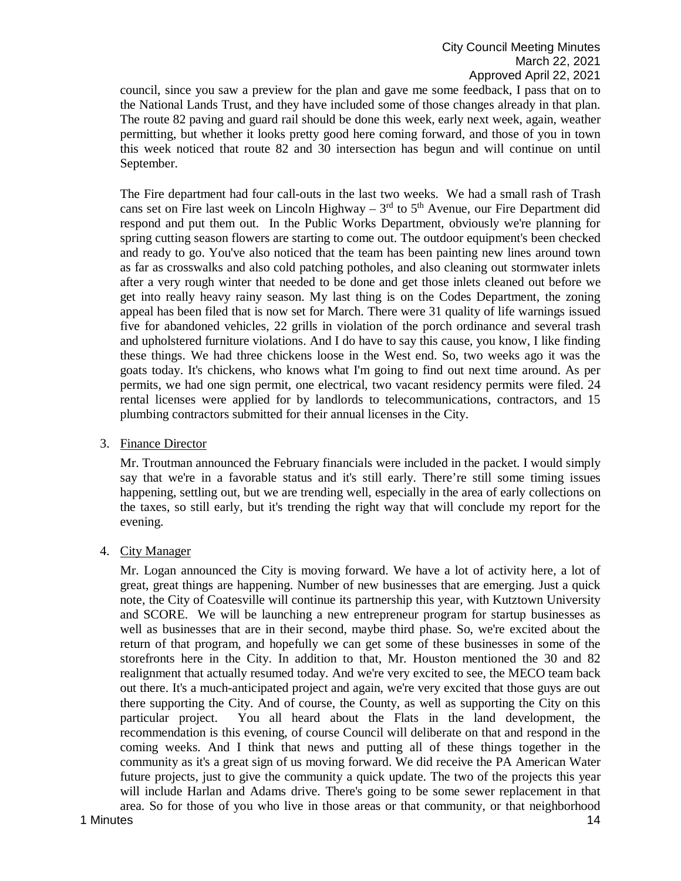council, since you saw a preview for the plan and gave me some feedback, I pass that on to the National Lands Trust, and they have included some of those changes already in that plan. The route 82 paving and guard rail should be done this week, early next week, again, weather permitting, but whether it looks pretty good here coming forward, and those of you in town this week noticed that route 82 and 30 intersection has begun and will continue on until September.

The Fire department had four call-outs in the last two weeks. We had a small rash of Trash cans set on Fire last week on Lincoln Highway – 3rd to 5th Avenue, our Fire Department did respond and put them out. In the Public Works Department, obviously we're planning for spring cutting season flowers are starting to come out. The outdoor equipment's been checked and ready to go. You've also noticed that the team has been painting new lines around town as far as crosswalks and also cold patching potholes, and also cleaning out stormwater inlets after a very rough winter that needed to be done and get those inlets cleaned out before we get into really heavy rainy season. My last thing is on the Codes Department, the zoning appeal has been filed that is now set for March. There were 31 quality of life warnings issued five for abandoned vehicles, 22 grills in violation of the porch ordinance and several trash and upholstered furniture violations. And I do have to say this cause, you know, I like finding these things. We had three chickens loose in the West end. So, two weeks ago it was the goats today. It's chickens, who knows what I'm going to find out next time around. As per permits, we had one sign permit, one electrical, two vacant residency permits were filed. 24 rental licenses were applied for by landlords to telecommunications, contractors, and 15 plumbing contractors submitted for their annual licenses in the City.

3. Finance Director

   Mr. Troutman announced the February financials were included in the packet. I would simply say that we're in a favorable status and it's still early. There're still some timing issues happening, settling out, but we are trending well, especially in the area of early collections on the taxes, so still early, but it's trending the right way that will conclude my report for the evening.

4. City Manager

   Mr. Logan announced the City is moving forward. We have a lot of activity here, a lot of great, great things are happening. Number of new businesses that are emerging. Just a quick note, the City of Coatesville will continue its partnership this year, with Kutztown University and SCORE. We will be launching a new entrepreneur program for startup businesses as well as businesses that are in their second, maybe third phase. So, we're excited about the return of that program, and hopefully we can get some of these businesses in some of the storefronts here in the City. In addition to that, Mr. Houston mentioned the 30 and 82 realignment that actually resumed today. And we're very excited to see, the MECO team back out there. It's a much-anticipated project and again, we're very excited that those guys are out there supporting the City. And of course, the County, as well as supporting the City on this particular project. You all heard about the Flats in the land development, the recommendation is this evening, of course Council will deliberate on that and respond in the coming weeks. And I think that news and putting all of these things together in the community as it's a great sign of us moving forward. We did receive the PA American Water future projects, just to give the community a quick update. The two of the projects this year will include Harlan and Adams drive. There's going to be some sewer replacement in that area. So for those of you who live in those areas or that community, or that neighborhood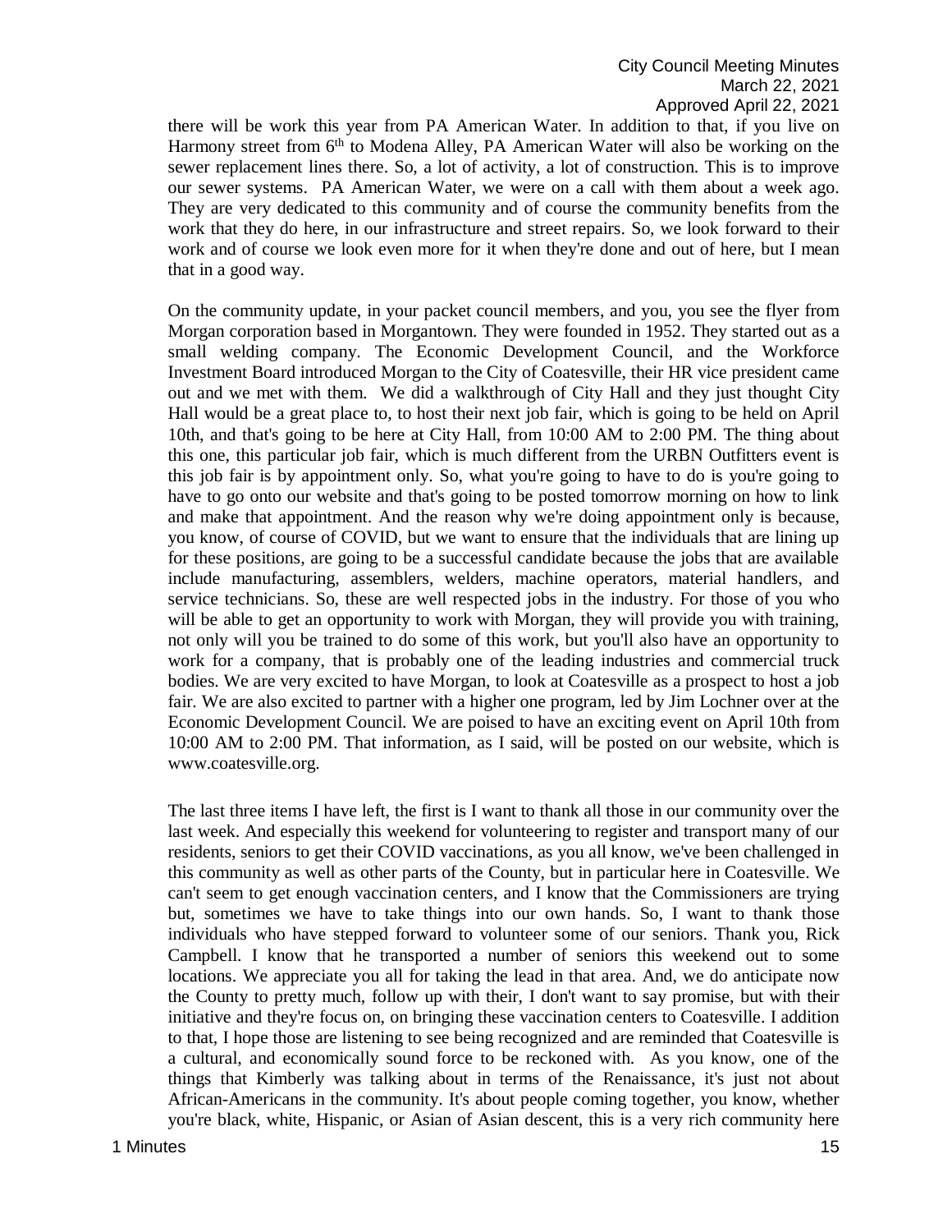there will be work this year from PA American Water. In addition to that, if you live on Harmony street from 6th to Modena Alley, PA American Water will also be working on the sewer replacement lines there. So, a lot of activity, a lot of construction. This is to improve our sewer systems. PA American Water, we were on a call with them about a week ago. They are very dedicated to this community and of course the community benefits from the work that they do here, in our infrastructure and street repairs. So, we look forward to their work and of course we look even more for it when they're done and out of here, but I mean that in a good way.

On the community update, in your packet council members, and you, you see the flyer from Morgan corporation based in Morgantown. They were founded in 1952. They started out as a small welding company. The Economic Development Council, and the Workforce Investment Board introduced Morgan to the City of Coatesville, their HR vice president came out and we met with them. We did a walkthrough of City Hall and they just thought City Hall would be a great place to, to host their next job fair, which is going to be held on April 10th, and that's going to be here at City Hall, from 10:00 AM to 2:00 PM. The thing about this one, this particular job fair, which is much different from the URBN Outfitters event is this job fair is by appointment only. So, what you're going to have to do is you're going to have to go onto our website and that's going to be posted tomorrow morning on how to link and make that appointment. And the reason why we're doing appointment only is because, you know, of course of COVID, but we want to ensure that the individuals that are lining up for these positions, are going to be a successful candidate because the jobs that are available include manufacturing, assemblers, welders, machine operators, material handlers, and service technicians. So, these are well respected jobs in the industry. For those of you who will be able to get an opportunity to work with Morgan, they will provide you with training, not only will you be trained to do some of this work, but you'll also have an opportunity to work for a company, that is probably one of the leading industries and commercial truck bodies. We are very excited to have Morgan, to look at Coatesville as a prospect to host a job fair. We are also excited to partner with a higher one program, led by Jim Lochner over at the Economic Development Council. We are poised to have an exciting event on April 10th from 10:00 AM to 2:00 PM. That information, as I said, will be posted on our website, which is www.coatesville.org.

The last three items I have left, the first is I want to thank all those in our community over the last week. And especially this weekend for volunteering to register and transport many of our residents, seniors to get their COVID vaccinations, as you all know, we've been challenged in this community as well as other parts of the County, but in particular here in Coatesville. We can't seem to get enough vaccination centers, and I know that the Commissioners are trying but, sometimes we have to take things into our own hands. So, I want to thank those individuals who have stepped forward to volunteer some of our seniors. Thank you, Rick Campbell. I know that he transported a number of seniors this weekend out to some locations. We appreciate you all for taking the lead in that area. And, we do anticipate now the County to pretty much, follow up with their, I don't want to say promise, but with their initiative and they're focus on, on bringing these vaccination centers to Coatesville. I addition to that, I hope those are listening to see being recognized and are reminded that Coatesville is a cultural, and economically sound force to be reckoned with. As you know, one of the things that Kimberly was talking about in terms of the Renaissance, it's just not about African-Americans in the community. It's about people coming together, you know, whether you're black, white, Hispanic, or Asian of Asian descent, this is a very rich community here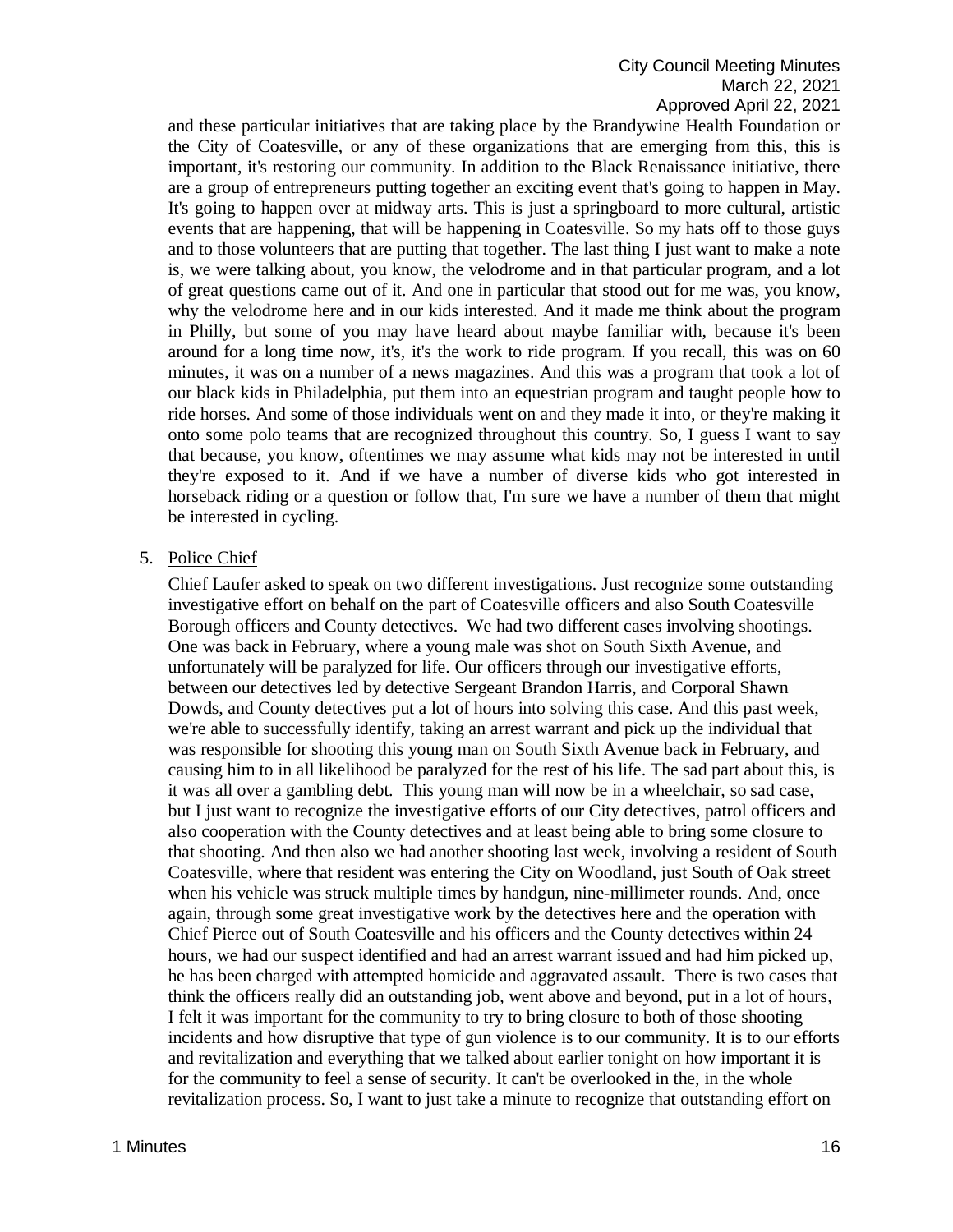and these particular initiatives that are taking place by the Brandywine Health Foundation or the City of Coatesville, or any of these organizations that are emerging from this, this is important, it's restoring our community. In addition to the Black Renaissance initiative, there are a group of entrepreneurs putting together an exciting event that's going to happen in May. It's going to happen over at midway arts. This is just a springboard to more cultural, artistic events that are happening, that will be happening in Coatesville. So my hats off to those guys and to those volunteers that are putting that together. The last thing I just want to make a note is, we were talking about, you know, the velodrome and in that particular program, and a lot of great questions came out of it. And one in particular that stood out for me was, you know, why the velodrome here and in our kids interested. And it made me think about the program in Philly, but some of you may have heard about maybe familiar with, because it's been around for a long time now, it's, it's the work to ride program. If you recall, this was on 60 minutes, it was on a number of a news magazines. And this was a program that took a lot of our black kids in Philadelphia, put them into an equestrian program and taught people how to ride horses. And some of those individuals went on and they made it into, or they're making it onto some polo teams that are recognized throughout this country. So, I guess I want to say that because, you know, oftentimes we may assume what kids may not be interested in until they're exposed to it. And if we have a number of diverse kids who got interested in horseback riding or a question or follow that, I'm sure we have a number of them that might be interested in cycling.

5. Police Chief

   Chief Laufer asked to speak on two different investigations. Just recognize some outstanding investigative effort on behalf on the part of Coatesville officers and also South Coatesville Borough officers and County detectives. We had two different cases involving shootings. One was back in February, where a young male was shot on South Sixth Avenue, and unfortunately will be paralyzed for life. Our officers through our investigative efforts, between our detectives led by detective Sergeant Brandon Harris, and Corporal Shawn Dowds, and County detectives put a lot of hours into solving this case. And this past week, we're able to successfully identify, taking an arrest warrant and pick up the individual that was responsible for shooting this young man on South Sixth Avenue back in February, and causing him to in all likelihood be paralyzed for the rest of his life. The sad part about this, is it was all over a gambling debt. This young man will now be in a wheelchair, so sad case, but I just want to recognize the investigative efforts of our City detectives, patrol officers and also cooperation with the County detectives and at least being able to bring some closure to that shooting. And then also we had another shooting last week, involving a resident of South Coatesville, where that resident was entering the City on Woodland, just South of Oak street when his vehicle was struck multiple times by handgun, nine-millimeter rounds. And, once again, through some great investigative work by the detectives here and the operation with Chief Pierce out of South Coatesville and his officers and the County detectives within 24 hours, we had our suspect identified and had an arrest warrant issued and had him picked up, he has been charged with attempted homicide and aggravated assault. There is two cases that think the officers really did an outstanding job, went above and beyond, put in a lot of hours, I felt it was important for the community to try to bring closure to both of those shooting incidents and how disruptive that type of gun violence is to our community. It is to our efforts and revitalization and everything that we talked about earlier tonight on how important it is for the community to feel a sense of security. It can't be overlooked in the, in the whole revitalization process. So, I want to just take a minute to recognize that outstanding effort on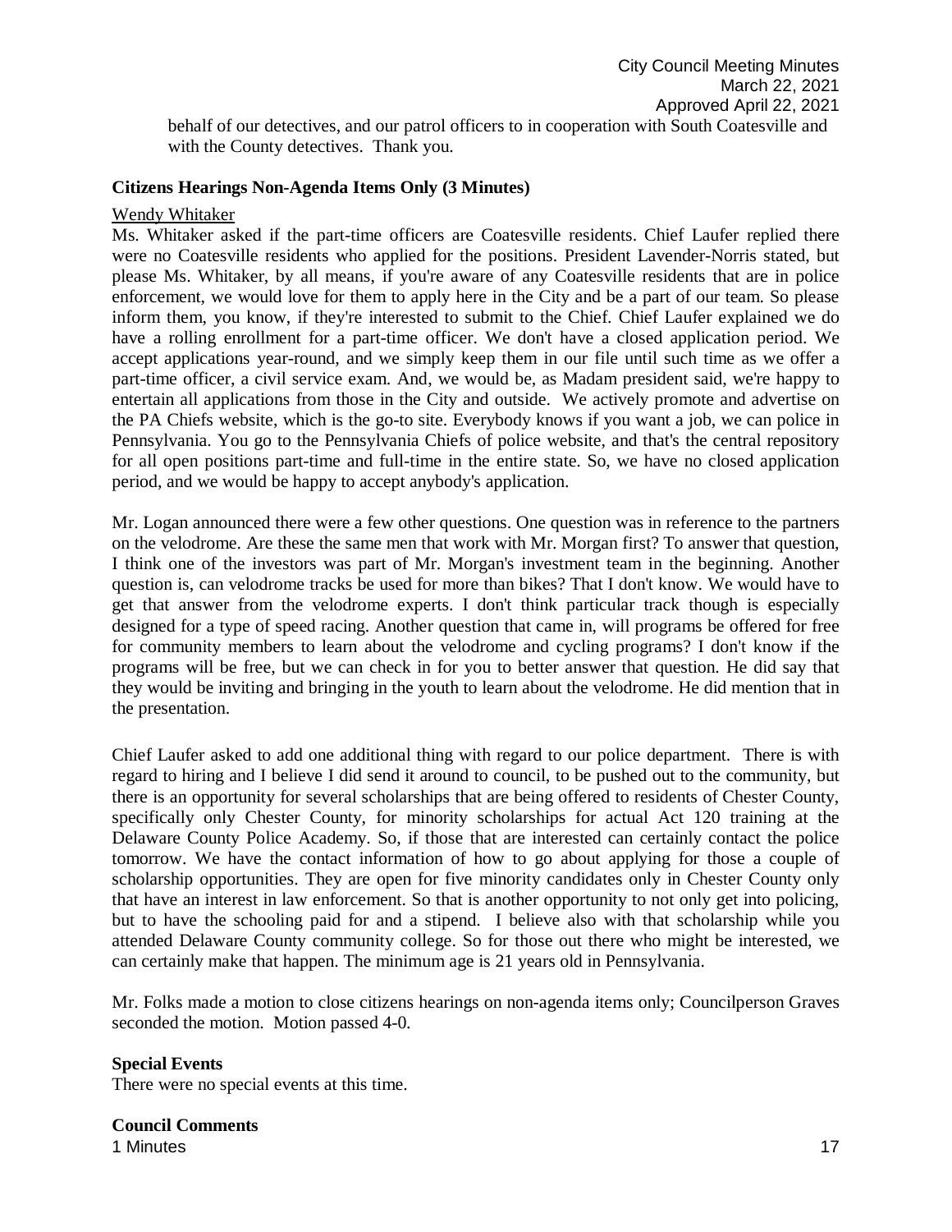behalf of our detectives, and our patrol officers to in cooperation with South Coatesville and with the County detectives. Thank you.

**Citizens Hearings Non-Agenda Items Only (3 Minutes)**

Wendy Whitaker

Ms. Whitaker asked if the part-time officers are Coatesville residents. Chief Laufer replied there were no Coatesville residents who applied for the positions. President Lavender-Norris stated, but please Ms. Whitaker, by all means, if you're aware of any Coatesville residents that are in police enforcement, we would love for them to apply here in the City and be a part of our team. So please inform them, you know, if they're interested to submit to the Chief. Chief Laufer explained we do have a rolling enrollment for a part-time officer. We don't have a closed application period. We accept applications year-round, and we simply keep them in our file until such time as we offer a part-time officer, a civil service exam. And, we would be, as Madam president said, we're happy to entertain all applications from those in the City and outside. We actively promote and advertise on the PA Chiefs website, which is the go-to site. Everybody knows if you want a job, we can police in Pennsylvania. You go to the Pennsylvania Chiefs of police website, and that's the central repository for all open positions part-time and full-time in the entire state. So, we have no closed application period, and we would be happy to accept anybody's application.

Mr. Logan announced there were a few other questions. One question was in reference to the partners on the velodrome. Are these the same men that work with Mr. Morgan first? To answer that question, I think one of the investors was part of Mr. Morgan's investment team in the beginning. Another question is, can velodrome tracks be used for more than bikes? That I don't know. We would have to get that answer from the velodrome experts. I don't think particular track though is especially designed for a type of speed racing. Another question that came in, will programs be offered for free for community members to learn about the velodrome and cycling programs? I don't know if the programs will be free, but we can check in for you to better answer that question. He did say that they would be inviting and bringing in the youth to learn about the velodrome. He did mention that in the presentation.

Chief Laufer asked to add one additional thing with regard to our police department. There is with regard to hiring and I believe I did send it around to council, to be pushed out to the community, but there is an opportunity for several scholarships that are being offered to residents of Chester County, specifically only Chester County, for minority scholarships for actual Act 120 training at the Delaware County Police Academy. So, if those that are interested can certainly contact the police tomorrow. We have the contact information of how to go about applying for those a couple of scholarship opportunities. They are open for five minority candidates only in Chester County only that have an interest in law enforcement. So that is another opportunity to not only get into policing, but to have the schooling paid for and a stipend. I believe also with that scholarship while you attended Delaware County community college. So for those out there who might be interested, we can certainly make that happen. The minimum age is 21 years old in Pennsylvania.

Mr. Folks made a motion to close citizens hearings on non-agenda items only; Councilperson Graves seconded the motion. Motion passed 4-0.

**Special Events**

There were no special events at this time.

**Council Comments**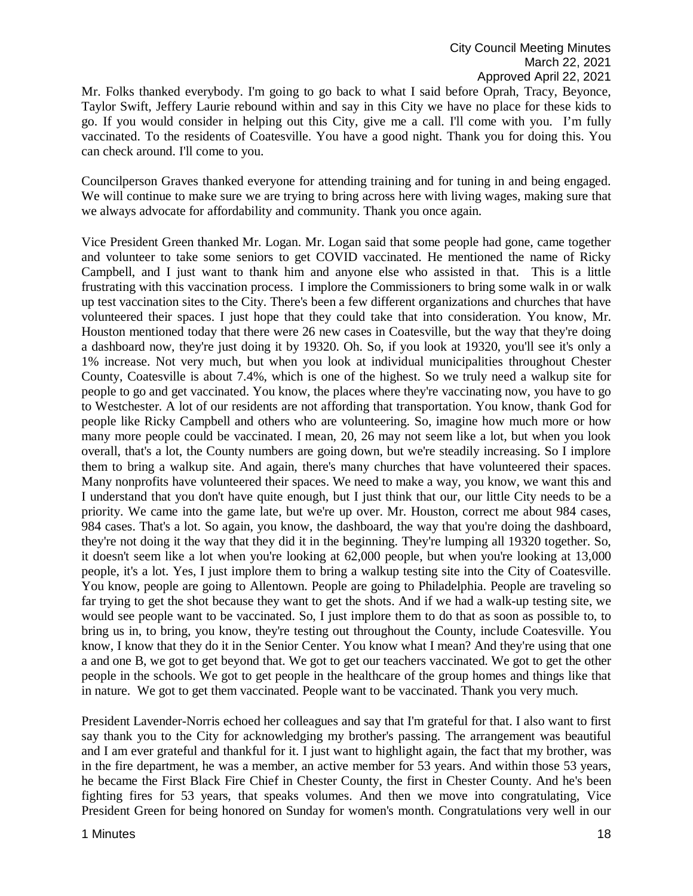Mr. Folks thanked everybody. I'm going to go back to what I said before Oprah, Tracy, Beyonce, Taylor Swift, Jeffery Laurie rebound within and say in this City we have no place for these kids to go. If you would consider in helping out this City, give me a call. I'll come with you. I'm fully vaccinated. To the residents of Coatesville. You have a good night. Thank you for doing this. You can check around. I'll come to you.

Councilperson Graves thanked everyone for attending training and for tuning in and being engaged. We will continue to make sure we are trying to bring across here with living wages, making sure that we always advocate for affordability and community. Thank you once again.

Vice President Green thanked Mr. Logan. Mr. Logan said that some people had gone, came together and volunteer to take some seniors to get COVID vaccinated. He mentioned the name of Ricky Campbell, and I just want to thank him and anyone else who assisted in that. This is a little frustrating with this vaccination process. I implore the Commissioners to bring some walk in or walk up test vaccination sites to the City. There's been a few different organizations and churches that have volunteered their spaces. I just hope that they could take that into consideration. You know, Mr. Houston mentioned today that there were 26 new cases in Coatesville, but the way that they're doing a dashboard now, they're just doing it by 19320. Oh. So, if you look at 19320, you'll see it's only a 1% increase. Not very much, but when you look at individual municipalities throughout Chester County, Coatesville is about 7.4%, which is one of the highest. So we truly need a walkup site for people to go and get vaccinated. You know, the places where they're vaccinating now, you have to go to Westchester. A lot of our residents are not affording that transportation. You know, thank God for people like Ricky Campbell and others who are volunteering. So, imagine how much more or how many more people could be vaccinated. I mean, 20, 26 may not seem like a lot, but when you look overall, that's a lot, the County numbers are going down, but we're steadily increasing. So I implore them to bring a walkup site. And again, there's many churches that have volunteered their spaces. Many nonprofits have volunteered their spaces. We need to make a way, you know, we want this and I understand that you don't have quite enough, but I just think that our, our little City needs to be a priority. We came into the game late, but we're up over. Mr. Houston, correct me about 984 cases, 984 cases. That's a lot. So again, you know, the dashboard, the way that you're doing the dashboard, they're not doing it the way that they did it in the beginning. They're lumping all 19320 together. So, it doesn't seem like a lot when you're looking at 62,000 people, but when you're looking at 13,000 people, it's a lot. Yes, I just implore them to bring a walkup testing site into the City of Coatesville. You know, people are going to Allentown. People are going to Philadelphia. People are traveling so far trying to get the shot because they want to get the shots. And if we had a walk-up testing site, we would see people want to be vaccinated. So, I just implore them to do that as soon as possible to, to bring us in, to bring, you know, they're testing out throughout the County, include Coatesville. You know, I know that they do it in the Senior Center. You know what I mean? And they're using that one a and one B, we got to get beyond that. We got to get our teachers vaccinated. We got to get the other people in the schools. We got to get people in the healthcare of the group homes and things like that in nature. We got to get them vaccinated. People want to be vaccinated. Thank you very much.

President Lavender-Norris echoed her colleagues and say that I'm grateful for that. I also want to first say thank you to the City for acknowledging my brother's passing. The arrangement was beautiful and I am ever grateful and thankful for it. I just want to highlight again, the fact that my brother, was in the fire department, he was a member, an active member for 53 years. And within those 53 years, he became the First Black Fire Chief in Chester County, the first in Chester County. And he's been fighting fires for 53 years, that speaks volumes. And then we move into congratulating, Vice President Green for being honored on Sunday for women's month. Congratulations very well in our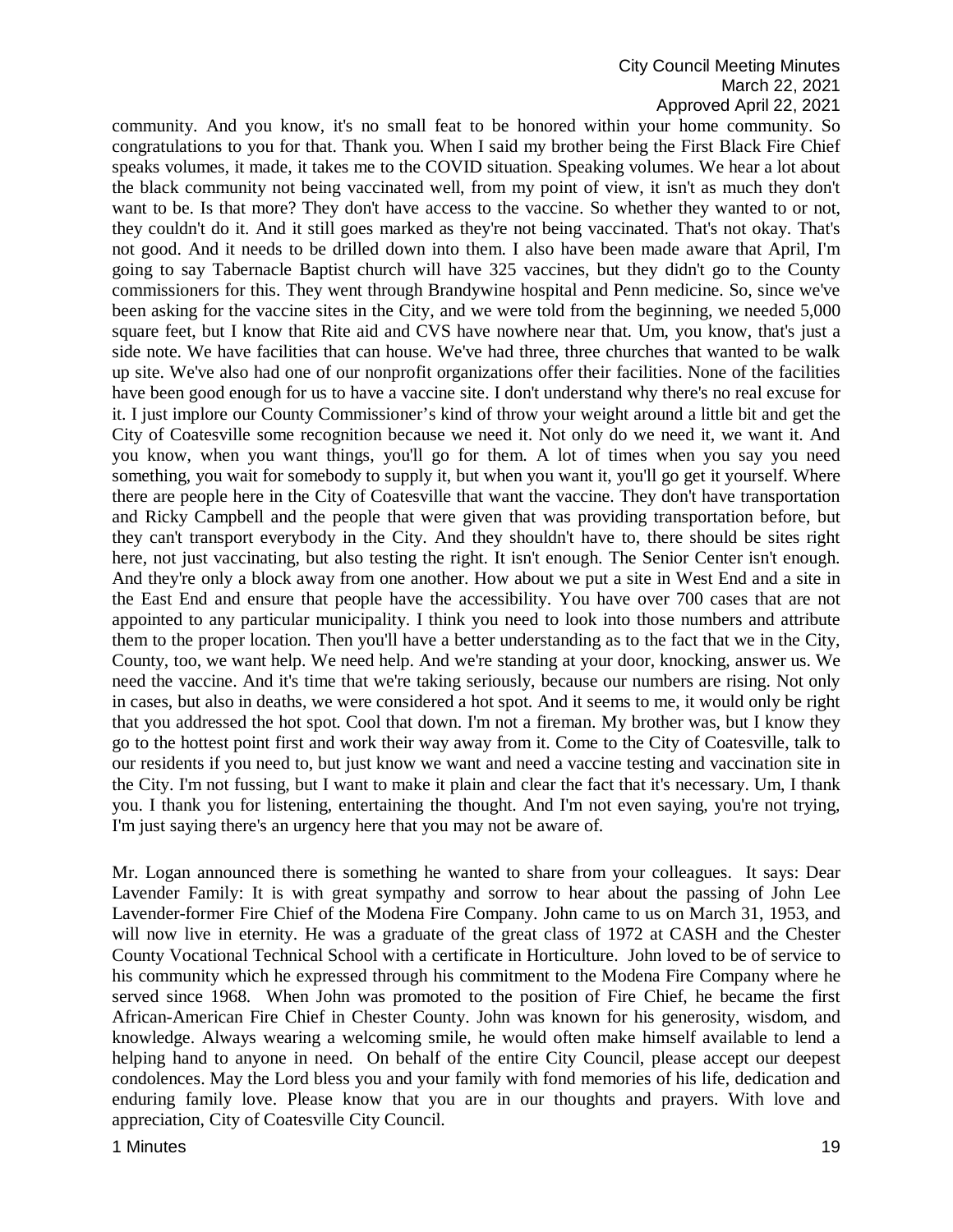community. And you know, it's no small feat to be honored within your home community. So congratulations to you for that. Thank you. When I said my brother being the First Black Fire Chief speaks volumes, it made, it takes me to the COVID situation. Speaking volumes. We hear a lot about the black community not being vaccinated well, from my point of view, it isn't as much they don't want to be. Is that more? They don't have access to the vaccine. So whether they wanted to or not, they couldn't do it. And it still goes marked as they're not being vaccinated. That's not okay. That's not good. And it needs to be drilled down into them. I also have been made aware that April, I'm going to say Tabernacle Baptist church will have 325 vaccines, but they didn't go to the County commissioners for this. They went through Brandywine hospital and Penn medicine. So, since we've been asking for the vaccine sites in the City, and we were told from the beginning, we needed 5,000 square feet, but I know that Rite aid and CVS have nowhere near that. Um, you know, that's just a side note. We have facilities that can house. We've had three, three churches that wanted to be walk up site. We've also had one of our nonprofit organizations offer their facilities. None of the facilities have been good enough for us to have a vaccine site. I don't understand why there's no real excuse for it. I just implore our County Commissioner's kind of throw your weight around a little bit and get the City of Coatesville some recognition because we need it. Not only do we need it, we want it. And you know, when you want things, you'll go for them. A lot of times when you say you need something, you wait for somebody to supply it, but when you want it, you'll go get it yourself. Where there are people here in the City of Coatesville that want the vaccine. They don't have transportation and Ricky Campbell and the people that were given that was providing transportation before, but they can't transport everybody in the City. And they shouldn't have to, there should be sites right here, not just vaccinating, but also testing the right. It isn't enough. The Senior Center isn't enough. And they're only a block away from one another. How about we put a site in West End and a site in the East End and ensure that people have the accessibility. You have over 700 cases that are not appointed to any particular municipality. I think you need to look into those numbers and attribute them to the proper location. Then you'll have a better understanding as to the fact that we in the City, County, too, we want help. We need help. And we're standing at your door, knocking, answer us. We need the vaccine. And it's time that we're taking seriously, because our numbers are rising. Not only in cases, but also in deaths, we were considered a hot spot. And it seems to me, it would only be right that you addressed the hot spot. Cool that down. I'm not a fireman. My brother was, but I know they go to the hottest point first and work their way away from it. Come to the City of Coatesville, talk to our residents if you need to, but just know we want and need a vaccine testing and vaccination site in the City. I'm not fussing, but I want to make it plain and clear the fact that it's necessary. Um, I thank you. I thank you for listening, entertaining the thought. And I'm not even saying, you're not trying, I'm just saying there's an urgency here that you may not be aware of.

Mr. Logan announced there is something he wanted to share from your colleagues. It says: Dear Lavender Family: It is with great sympathy and sorrow to hear about the passing of John Lee Lavender-former Fire Chief of the Modena Fire Company. John came to us on March 31, 1953, and will now live in eternity. He was a graduate of the great class of 1972 at CASH and the Chester County Vocational Technical School with a certificate in Horticulture. John loved to be of service to his community which he expressed through his commitment to the Modena Fire Company where he served since 1968. When John was promoted to the position of Fire Chief, he became the first African-American Fire Chief in Chester County. John was known for his generosity, wisdom, and knowledge. Always wearing a welcoming smile, he would often make himself available to lend a helping hand to anyone in need. On behalf of the entire City Council, please accept our deepest condolences. May the Lord bless you and your family with fond memories of his life, dedication and enduring family love. Please know that you are in our thoughts and prayers. With love and appreciation, City of Coatesville City Council.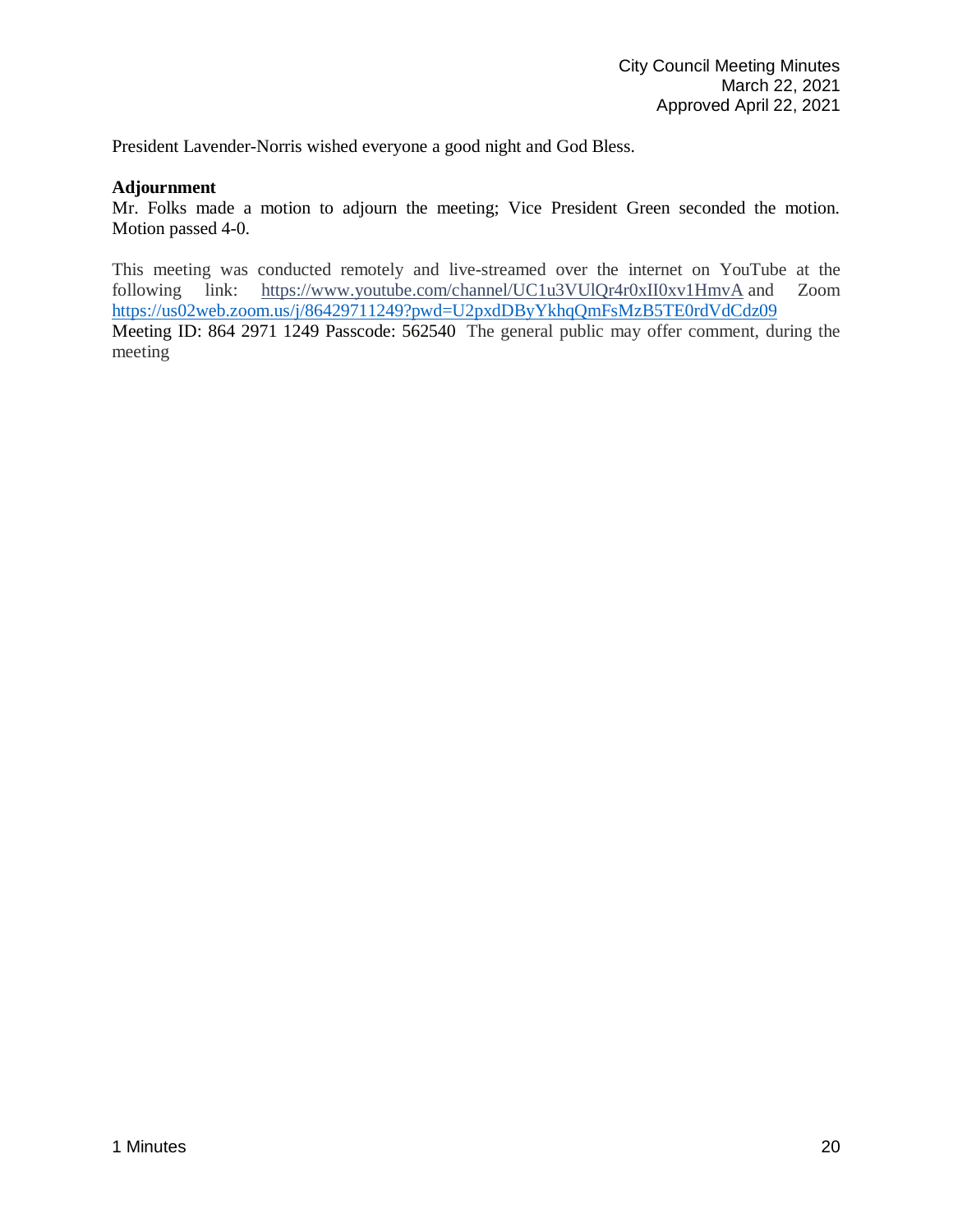President Lavender-Norris wished everyone a good night and God Bless.

**Adjournment**

Mr. Folks made a motion to adjourn the meeting; Vice President Green seconded the motion. Motion passed 4-0.

This meeting was conducted remotely and live-streamed over the internet on YouTube at the following link: https://www.youtube.com/channel/UC1u3VUlQr4r0xII0xv1HmvA and Zoom https://us02web.zoom.us/j/86429711249?pwd=U2pxdDByYkhqQmFsMzB5TE0rdVdCdz09
Meeting ID: 864 2971 1249 Passcode: 562540 The general public may offer comment, during the meeting